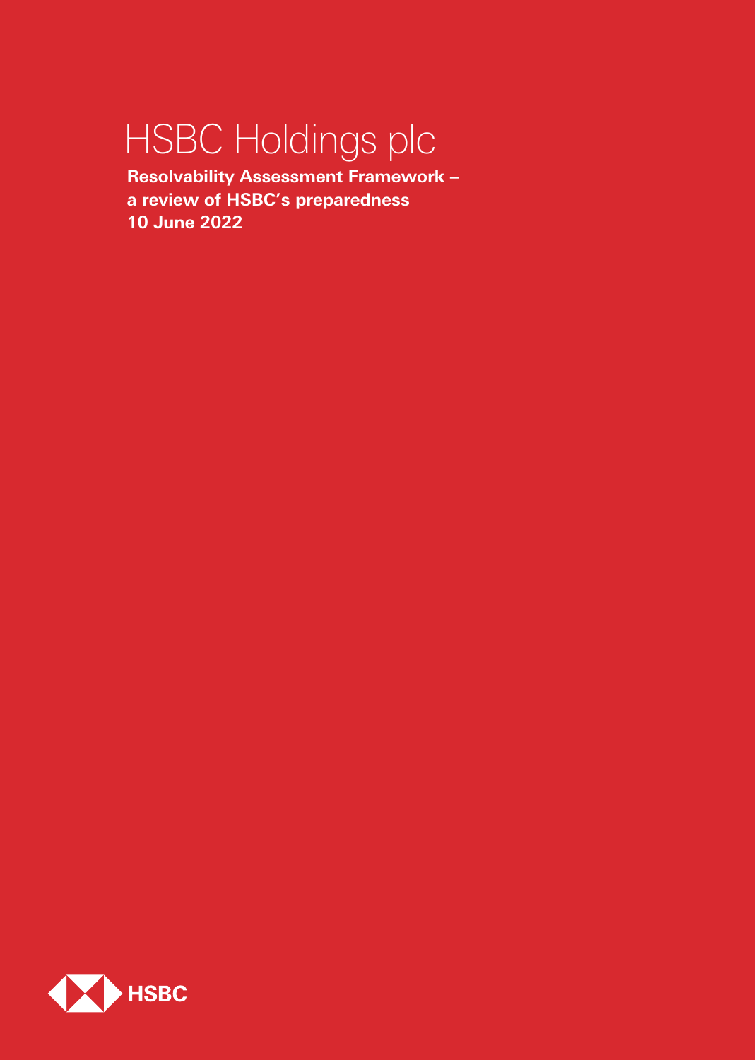# HSBC Holdings plc

**Resolvability Assessment Framework – a review of HSBC's preparedness**
**10 June 2022**

HSBC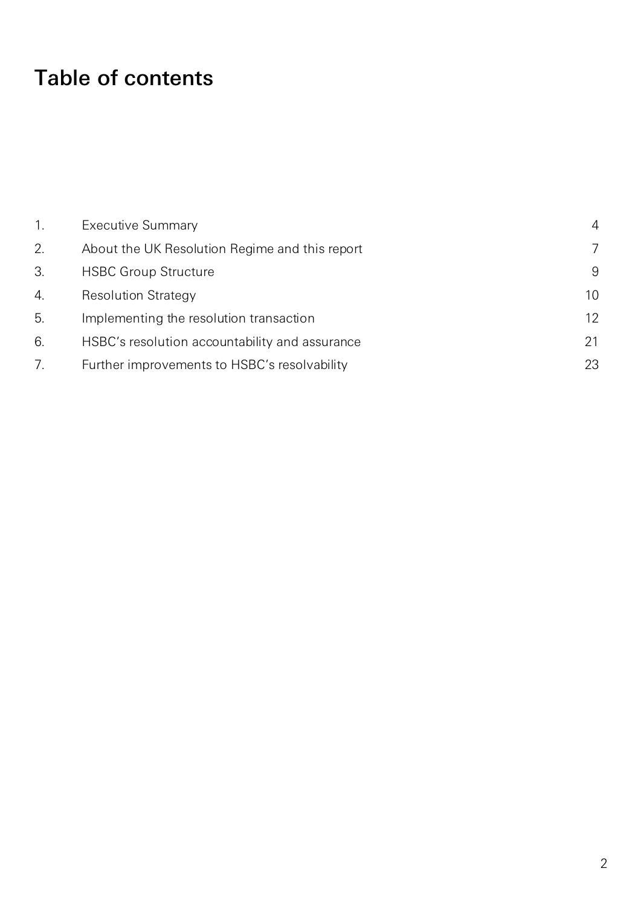# Table of contents

| | | |
|---|---|---|
| 1. | Executive Summary | 4 |
| 2. | About the UK Resolution Regime and this report | 7 |
| 3. | HSBC Group Structure | 9 |
| 4. | Resolution Strategy | 10 |
| 5. | Implementing the resolution transaction | 12 |
| 6. | HSBC's resolution accountability and assurance | 21 |
| 7. | Further improvements to HSBC's resolvability | 23 |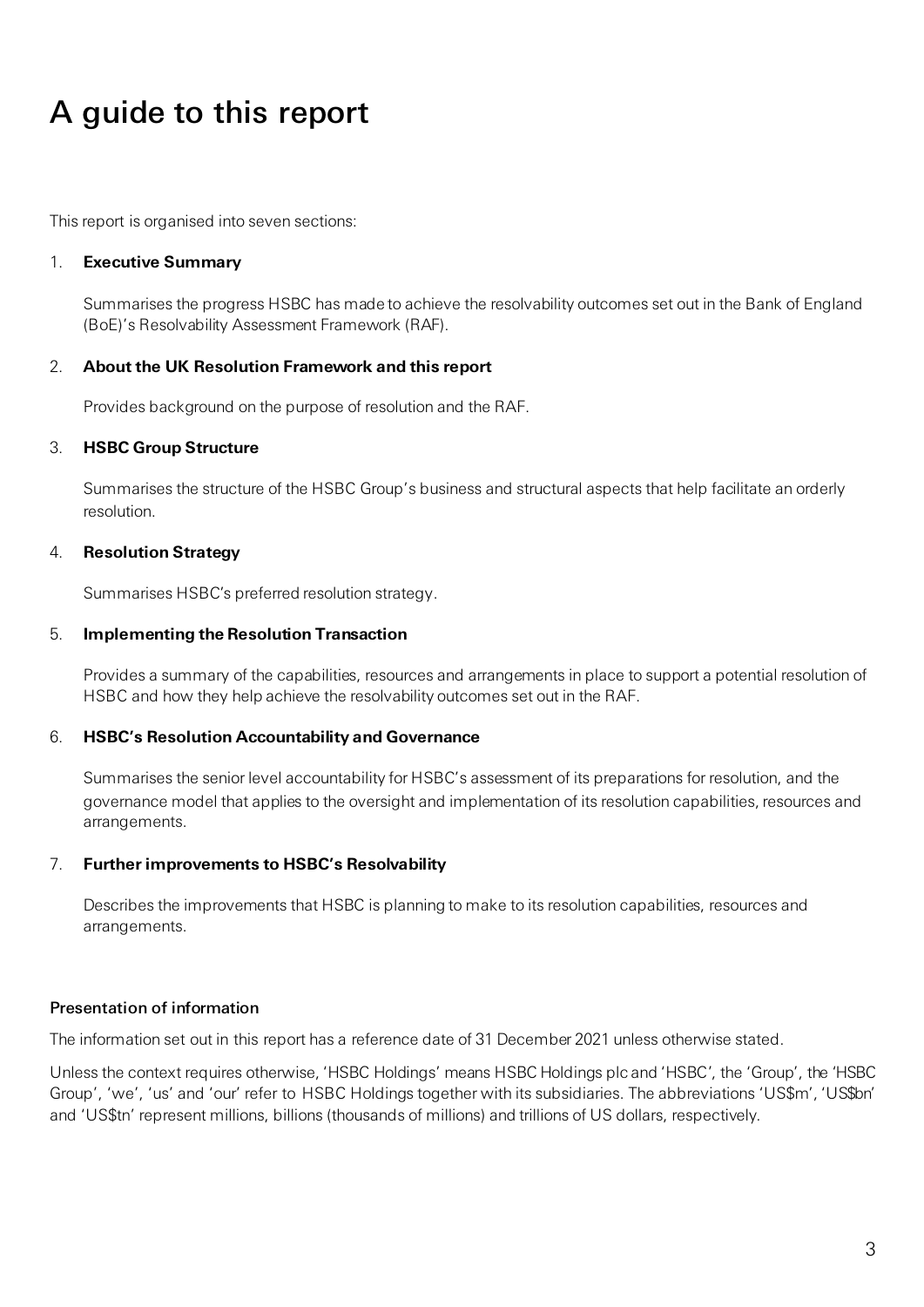# A guide to this report

This report is organised into seven sections:

1. **Executive Summary**

   Summarises the progress HSBC has made to achieve the resolvability outcomes set out in the Bank of England (BoE)'s Resolvability Assessment Framework (RAF).

2. **About the UK Resolution Framework and this report**

   Provides background on the purpose of resolution and the RAF.

3. **HSBC Group Structure**

   Summarises the structure of the HSBC Group's business and structural aspects that help facilitate an orderly resolution.

4. **Resolution Strategy**

   Summarises HSBC's preferred resolution strategy.

5. **Implementing the Resolution Transaction**

   Provides a summary of the capabilities, resources and arrangements in place to support a potential resolution of HSBC and how they help achieve the resolvability outcomes set out in the RAF.

6. **HSBC's Resolution Accountability and Governance**

   Summarises the senior level accountability for HSBC's assessment of its preparations for resolution, and the governance model that applies to the oversight and implementation of its resolution capabilities, resources and arrangements.

7. **Further improvements to HSBC's Resolvability**

   Describes the improvements that HSBC is planning to make to its resolution capabilities, resources and arrangements.

### Presentation of information

The information set out in this report has a reference date of 31 December 2021 unless otherwise stated.

Unless the context requires otherwise, 'HSBC Holdings' means HSBC Holdings plc and 'HSBC', the 'Group', the 'HSBC Group', 'we', 'us' and 'our' refer to HSBC Holdings together with its subsidiaries. The abbreviations 'US$m', 'US$bn' and 'US$tn' represent millions, billions (thousands of millions) and trillions of US dollars, respectively.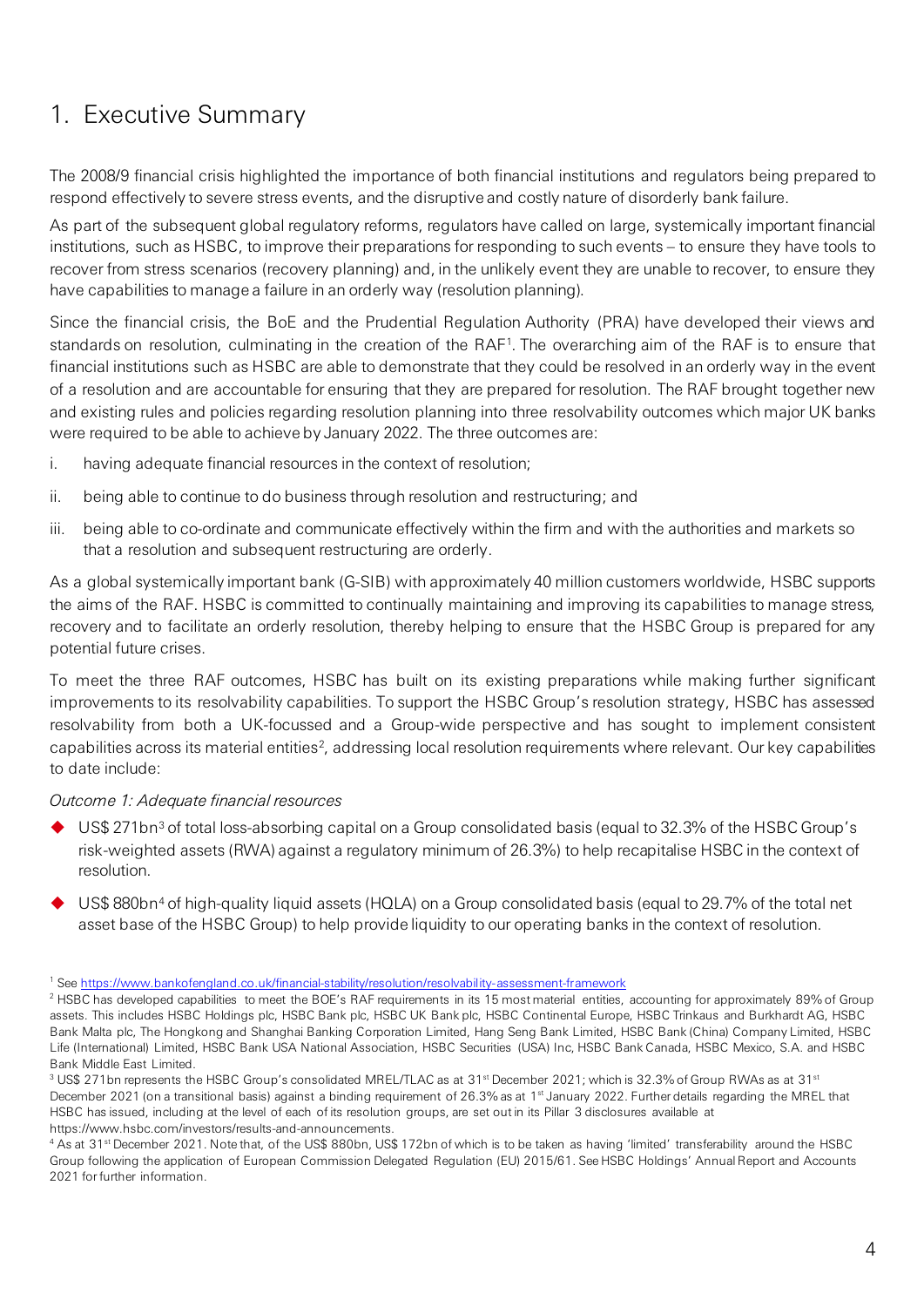# 1. Executive Summary

The 2008/9 financial crisis highlighted the importance of both financial institutions and regulators being prepared to respond effectively to severe stress events, and the disruptive and costly nature of disorderly bank failure.

As part of the subsequent global regulatory reforms, regulators have called on large, systemically important financial institutions, such as HSBC, to improve their preparations for responding to such events – to ensure they have tools to recover from stress scenarios (recovery planning) and, in the unlikely event they are unable to recover, to ensure they have capabilities to manage a failure in an orderly way (resolution planning).

Since the financial crisis, the BoE and the Prudential Regulation Authority (PRA) have developed their views and standards on resolution, culminating in the creation of the RAF[1]. The overarching aim of the RAF is to ensure that financial institutions such as HSBC are able to demonstrate that they could be resolved in an orderly way in the event of a resolution and are accountable for ensuring that they are prepared for resolution. The RAF brought together new and existing rules and policies regarding resolution planning into three resolvability outcomes which major UK banks were required to be able to achieve by January 2022. The three outcomes are:

i. having adequate financial resources in the context of resolution;

ii. being able to continue to do business through resolution and restructuring; and

iii. being able to co-ordinate and communicate effectively within the firm and with the authorities and markets so that a resolution and subsequent restructuring are orderly.

As a global systemically important bank (G-SIB) with approximately 40 million customers worldwide, HSBC supports the aims of the RAF. HSBC is committed to continually maintaining and improving its capabilities to manage stress, recovery and to facilitate an orderly resolution, thereby helping to ensure that the HSBC Group is prepared for any potential future crises.

To meet the three RAF outcomes, HSBC has built on its existing preparations while making further significant improvements to its resolvability capabilities. To support the HSBC Group's resolution strategy, HSBC has assessed resolvability from both a UK-focussed and a Group-wide perspective and has sought to implement consistent capabilities across its material entities[2], addressing local resolution requirements where relevant. Our key capabilities to date include:

*Outcome 1: Adequate financial resources*

- US$ 271bn[3] of total loss-absorbing capital on a Group consolidated basis (equal to 32.3% of the HSBC Group's risk-weighted assets (RWA) against a regulatory minimum of 26.3%) to help recapitalise HSBC in the context of resolution.
- US$ 880bn[4] of high-quality liquid assets (HQLA) on a Group consolidated basis (equal to 29.7% of the total net asset base of the HSBC Group) to help provide liquidity to our operating banks in the context of resolution.

---

[1] See https://www.bankofengland.co.uk/financial-stability/resolution/resolvability-assessment-framework

[2] HSBC has developed capabilities to meet the BOE's RAF requirements in its 15 most material entities, accounting for approximately 89% of Group assets. This includes HSBC Holdings plc, HSBC Bank plc, HSBC UK Bank plc, HSBC Continental Europe, HSBC Trinkaus and Burkhardt AG, HSBC Bank Malta plc, The Hongkong and Shanghai Banking Corporation Limited, Hang Seng Bank Limited, HSBC Bank (China) Company Limited, HSBC Life (International) Limited, HSBC Bank USA National Association, HSBC Securities (USA) Inc, HSBC Bank Canada, HSBC Mexico, S.A. and HSBC Bank Middle East Limited.

[3] US$ 271bn represents the HSBC Group's consolidated MREL/TLAC as at 31st December 2021; which is 32.3% of Group RWAs as at 31st December 2021 (on a transitional basis) against a binding requirement of 26.3% as at 1st January 2022. Further details regarding the MREL that HSBC has issued, including at the level of each of its resolution groups, are set out in its Pillar 3 disclosures available at https://www.hsbc.com/investors/results-and-announcements.

[4] As at 31st December 2021. Note that, of the US$ 880bn, US$ 172bn of which is to be taken as having 'limited' transferability around the HSBC Group following the application of European Commission Delegated Regulation (EU) 2015/61. See HSBC Holdings' Annual Report and Accounts 2021 for further information.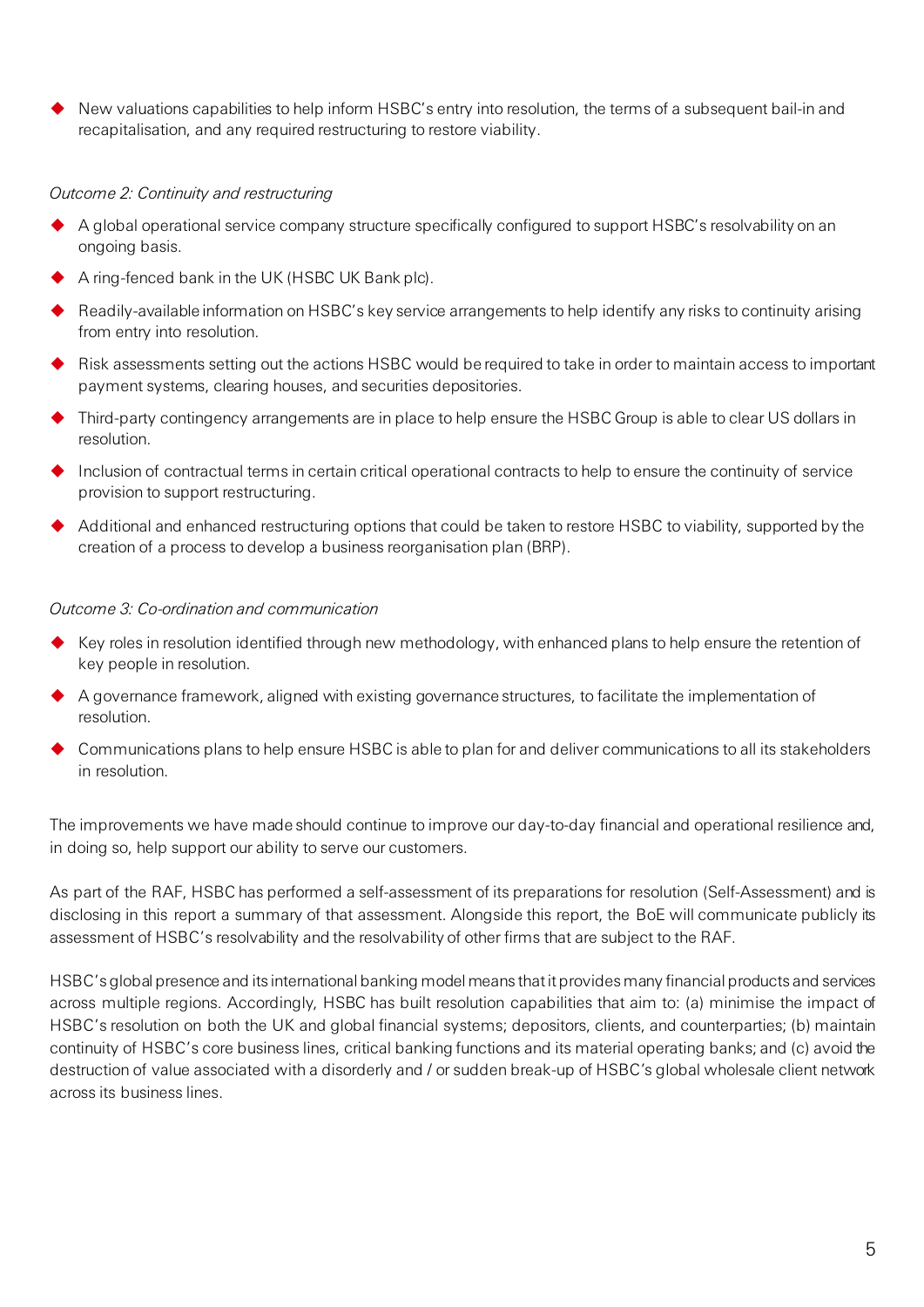- New valuations capabilities to help inform HSBC's entry into resolution, the terms of a subsequent bail-in and recapitalisation, and any required restructuring to restore viability.

*Outcome 2: Continuity and restructuring*

- A global operational service company structure specifically configured to support HSBC's resolvability on an ongoing basis.
- A ring-fenced bank in the UK (HSBC UK Bank plc).
- Readily-available information on HSBC's key service arrangements to help identify any risks to continuity arising from entry into resolution.
- Risk assessments setting out the actions HSBC would be required to take in order to maintain access to important payment systems, clearing houses, and securities depositories.
- Third-party contingency arrangements are in place to help ensure the HSBC Group is able to clear US dollars in resolution.
- Inclusion of contractual terms in certain critical operational contracts to help to ensure the continuity of service provision to support restructuring.
- Additional and enhanced restructuring options that could be taken to restore HSBC to viability, supported by the creation of a process to develop a business reorganisation plan (BRP).

*Outcome 3: Co-ordination and communication*

- Key roles in resolution identified through new methodology, with enhanced plans to help ensure the retention of key people in resolution.
- A governance framework, aligned with existing governance structures, to facilitate the implementation of resolution.
- Communications plans to help ensure HSBC is able to plan for and deliver communications to all its stakeholders in resolution.

The improvements we have made should continue to improve our day-to-day financial and operational resilience and, in doing so, help support our ability to serve our customers.

As part of the RAF, HSBC has performed a self-assessment of its preparations for resolution (Self-Assessment) and is disclosing in this report a summary of that assessment. Alongside this report, the BoE will communicate publicly its assessment of HSBC's resolvability and the resolvability of other firms that are subject to the RAF.

HSBC's global presence and its international banking model means that it provides many financial products and services across multiple regions. Accordingly, HSBC has built resolution capabilities that aim to: (a) minimise the impact of HSBC's resolution on both the UK and global financial systems; depositors, clients, and counterparties; (b) maintain continuity of HSBC's core business lines, critical banking functions and its material operating banks; and (c) avoid the destruction of value associated with a disorderly and / or sudden break-up of HSBC's global wholesale client network across its business lines.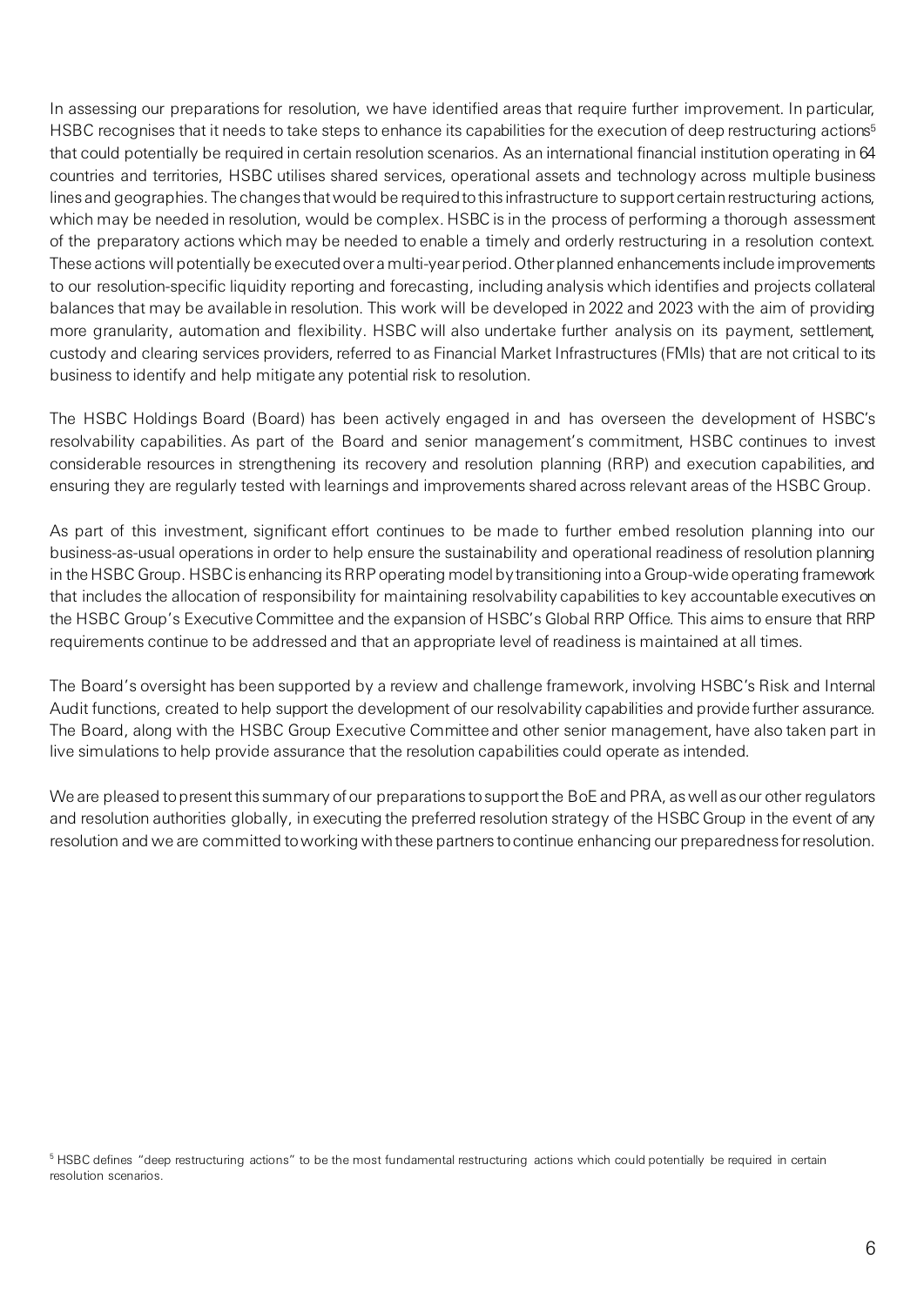In assessing our preparations for resolution, we have identified areas that require further improvement. In particular, HSBC recognises that it needs to take steps to enhance its capabilities for the execution of deep restructuring actions[5] that could potentially be required in certain resolution scenarios. As an international financial institution operating in 64 countries and territories, HSBC utilises shared services, operational assets and technology across multiple business lines and geographies. The changes that would be required to this infrastructure to support certain restructuring actions, which may be needed in resolution, would be complex. HSBC is in the process of performing a thorough assessment of the preparatory actions which may be needed to enable a timely and orderly restructuring in a resolution context. These actions will potentially be executed over a multi-year period. Other planned enhancements include improvements to our resolution-specific liquidity reporting and forecasting, including analysis which identifies and projects collateral balances that may be available in resolution. This work will be developed in 2022 and 2023 with the aim of providing more granularity, automation and flexibility. HSBC will also undertake further analysis on its payment, settlement, custody and clearing services providers, referred to as Financial Market Infrastructures (FMIs) that are not critical to its business to identify and help mitigate any potential risk to resolution.

The HSBC Holdings Board (Board) has been actively engaged in and has overseen the development of HSBC's resolvability capabilities. As part of the Board and senior management's commitment, HSBC continues to invest considerable resources in strengthening its recovery and resolution planning (RRP) and execution capabilities, and ensuring they are regularly tested with learnings and improvements shared across relevant areas of the HSBC Group.

As part of this investment, significant effort continues to be made to further embed resolution planning into our business-as-usual operations in order to help ensure the sustainability and operational readiness of resolution planning in the HSBC Group. HSBC is enhancing its RRP operating model by transitioning into a Group-wide operating framework that includes the allocation of responsibility for maintaining resolvability capabilities to key accountable executives on the HSBC Group's Executive Committee and the expansion of HSBC's Global RRP Office. This aims to ensure that RRP requirements continue to be addressed and that an appropriate level of readiness is maintained at all times.

The Board's oversight has been supported by a review and challenge framework, involving HSBC's Risk and Internal Audit functions, created to help support the development of our resolvability capabilities and provide further assurance. The Board, along with the HSBC Group Executive Committee and other senior management, have also taken part in live simulations to help provide assurance that the resolution capabilities could operate as intended.

We are pleased to present this summary of our preparations to support the BoE and PRA, as well as our other regulators and resolution authorities globally, in executing the preferred resolution strategy of the HSBC Group in the event of any resolution and we are committed to working with these partners to continue enhancing our preparedness for resolution.

[5] HSBC defines "deep restructuring actions" to be the most fundamental restructuring actions which could potentially be required in certain resolution scenarios.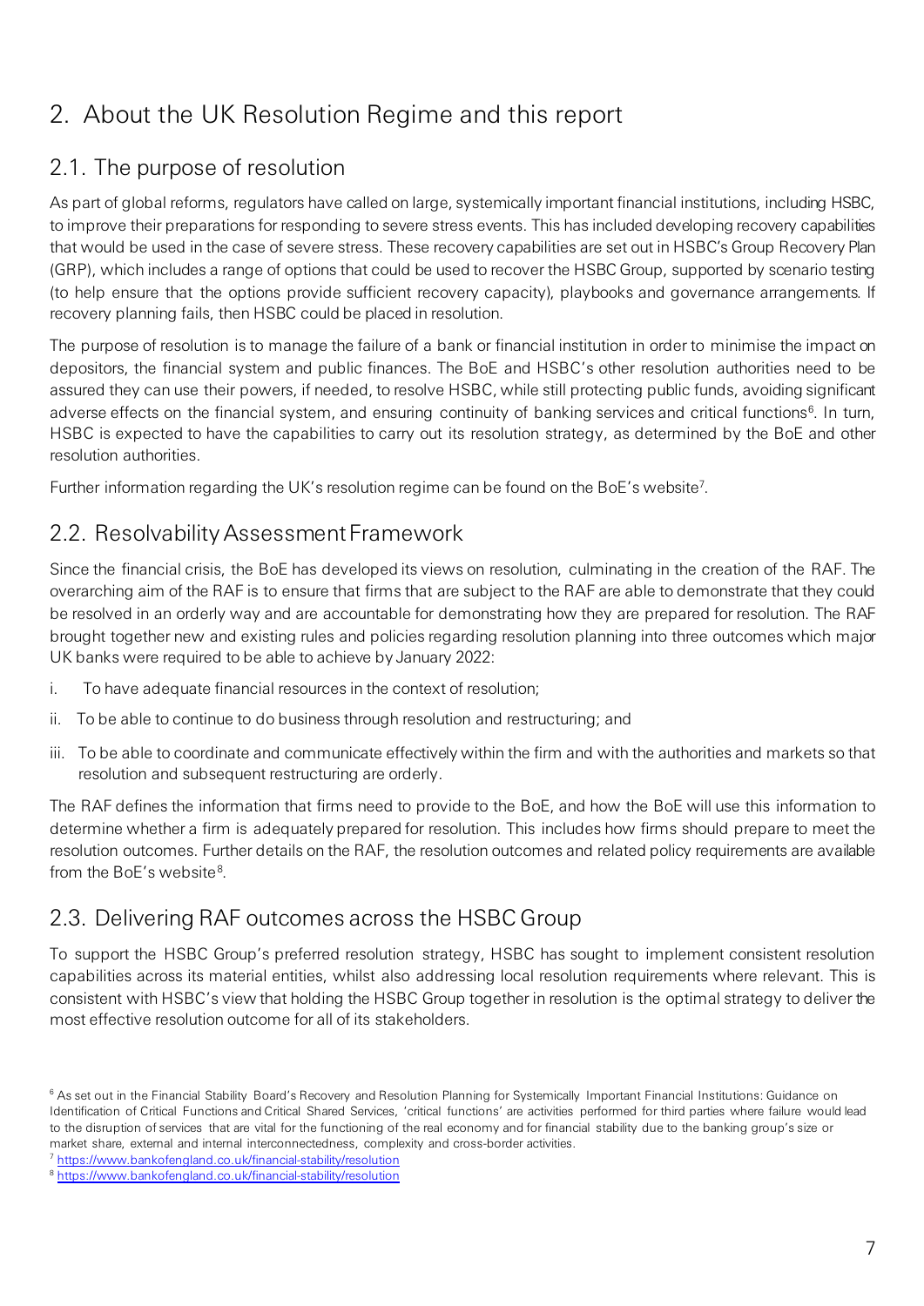# 2. About the UK Resolution Regime and this report

## 2.1. The purpose of resolution

As part of global reforms, regulators have called on large, systemically important financial institutions, including HSBC, to improve their preparations for responding to severe stress events. This has included developing recovery capabilities that would be used in the case of severe stress. These recovery capabilities are set out in HSBC's Group Recovery Plan (GRP), which includes a range of options that could be used to recover the HSBC Group, supported by scenario testing (to help ensure that the options provide sufficient recovery capacity), playbooks and governance arrangements. If recovery planning fails, then HSBC could be placed in resolution.

The purpose of resolution is to manage the failure of a bank or financial institution in order to minimise the impact on depositors, the financial system and public finances. The BoE and HSBC's other resolution authorities need to be assured they can use their powers, if needed, to resolve HSBC, while still protecting public funds, avoiding significant adverse effects on the financial system, and ensuring continuity of banking services and critical functions[6]. In turn, HSBC is expected to have the capabilities to carry out its resolution strategy, as determined by the BoE and other resolution authorities.

Further information regarding the UK's resolution regime can be found on the BoE's website[7].

## 2.2. Resolvability Assessment Framework

Since the financial crisis, the BoE has developed its views on resolution, culminating in the creation of the RAF. The overarching aim of the RAF is to ensure that firms that are subject to the RAF are able to demonstrate that they could be resolved in an orderly way and are accountable for demonstrating how they are prepared for resolution. The RAF brought together new and existing rules and policies regarding resolution planning into three outcomes which major UK banks were required to be able to achieve by January 2022:

i. To have adequate financial resources in the context of resolution;

ii. To be able to continue to do business through resolution and restructuring; and

iii. To be able to coordinate and communicate effectively within the firm and with the authorities and markets so that resolution and subsequent restructuring are orderly.

The RAF defines the information that firms need to provide to the BoE, and how the BoE will use this information to determine whether a firm is adequately prepared for resolution. This includes how firms should prepare to meet the resolution outcomes. Further details on the RAF, the resolution outcomes and related policy requirements are available from the BoE's website[8].

## 2.3. Delivering RAF outcomes across the HSBC Group

To support the HSBC Group's preferred resolution strategy, HSBC has sought to implement consistent resolution capabilities across its material entities, whilst also addressing local resolution requirements where relevant. This is consistent with HSBC's view that holding the HSBC Group together in resolution is the optimal strategy to deliver the most effective resolution outcome for all of its stakeholders.

---

[6] As set out in the Financial Stability Board's Recovery and Resolution Planning for Systemically Important Financial Institutions: Guidance on Identification of Critical Functions and Critical Shared Services, 'critical functions' are activities performed for third parties where failure would lead to the disruption of services that are vital for the functioning of the real economy and for financial stability due to the banking group's size or market share, external and internal interconnectedness, complexity and cross-border activities.

[7] https://www.bankofengland.co.uk/financial-stability/resolution

[8] https://www.bankofengland.co.uk/financial-stability/resolution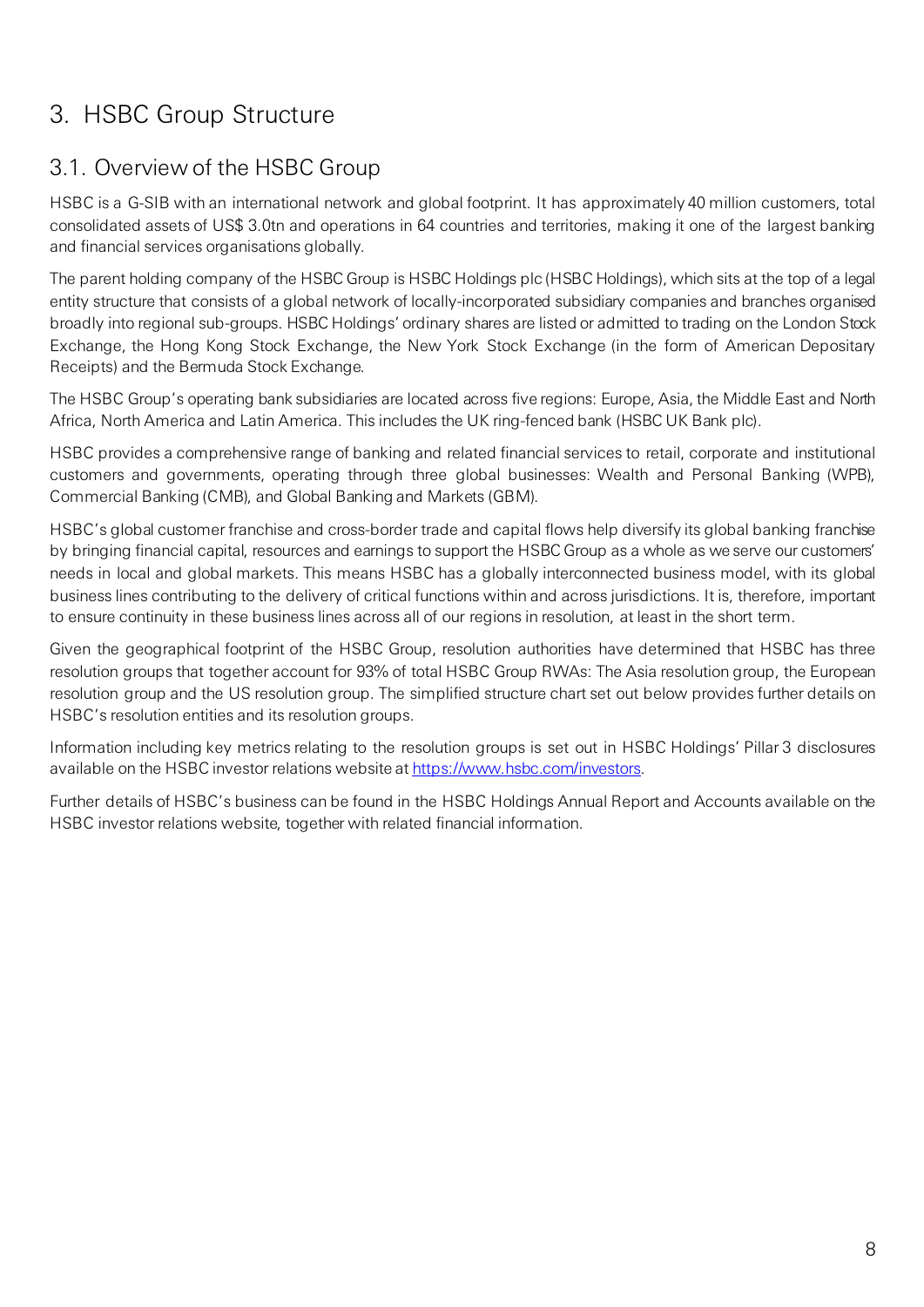# 3. HSBC Group Structure

## 3.1. Overview of the HSBC Group

HSBC is a G-SIB with an international network and global footprint. It has approximately 40 million customers, total consolidated assets of US$ 3.0tn and operations in 64 countries and territories, making it one of the largest banking and financial services organisations globally.

The parent holding company of the HSBC Group is HSBC Holdings plc (HSBC Holdings), which sits at the top of a legal entity structure that consists of a global network of locally-incorporated subsidiary companies and branches organised broadly into regional sub-groups. HSBC Holdings' ordinary shares are listed or admitted to trading on the London Stock Exchange, the Hong Kong Stock Exchange, the New York Stock Exchange (in the form of American Depositary Receipts) and the Bermuda Stock Exchange.

The HSBC Group's operating bank subsidiaries are located across five regions: Europe, Asia, the Middle East and North Africa, North America and Latin America. This includes the UK ring-fenced bank (HSBC UK Bank plc).

HSBC provides a comprehensive range of banking and related financial services to retail, corporate and institutional customers and governments, operating through three global businesses: Wealth and Personal Banking (WPB), Commercial Banking (CMB), and Global Banking and Markets (GBM).

HSBC's global customer franchise and cross-border trade and capital flows help diversify its global banking franchise by bringing financial capital, resources and earnings to support the HSBC Group as a whole as we serve our customers' needs in local and global markets. This means HSBC has a globally interconnected business model, with its global business lines contributing to the delivery of critical functions within and across jurisdictions. It is, therefore, important to ensure continuity in these business lines across all of our regions in resolution, at least in the short term.

Given the geographical footprint of the HSBC Group, resolution authorities have determined that HSBC has three resolution groups that together account for 93% of total HSBC Group RWAs: The Asia resolution group, the European resolution group and the US resolution group. The simplified structure chart set out below provides further details on HSBC's resolution entities and its resolution groups.

Information including key metrics relating to the resolution groups is set out in HSBC Holdings' Pillar 3 disclosures available on the HSBC investor relations website at https://www.hsbc.com/investors.

Further details of HSBC's business can be found in the HSBC Holdings Annual Report and Accounts available on the HSBC investor relations website, together with related financial information.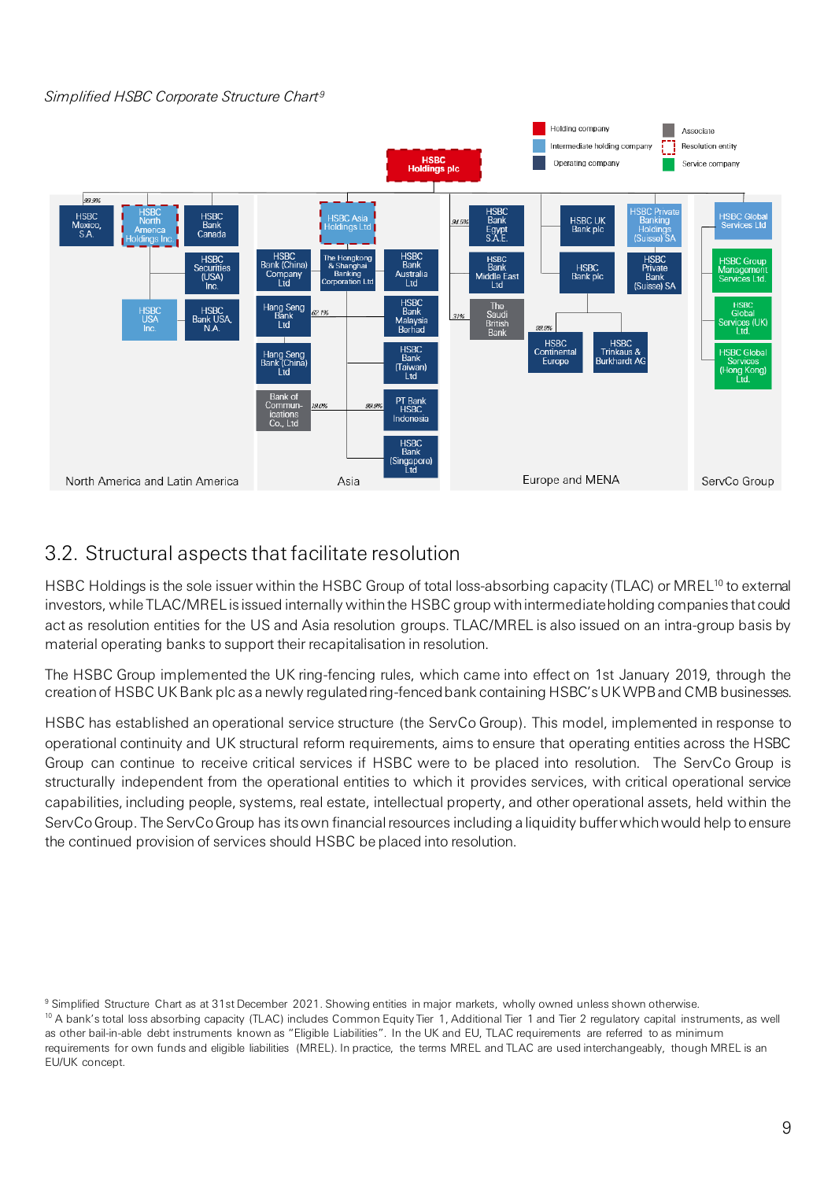*Simplified HSBC Corporate Structure Chart*[9]

Holding company | Intermediate holding company | Operating company | Associate | Resolution entity | Service company

**HSBC Holdings plc**

**North America and Latin America**
- HSBC Mexico, S.A. (99.9%)
- HSBC North America Holdings Inc.
  - HSBC Securities (USA) Inc.
  - HSBC USA Inc.
    - HSBC Bank USA, N.A.
- HSBC Bank Canada

**Asia**
- HSBC Asia Holdings Ltd
  - HSBC Bank (China) Company Ltd
  - The Hongkong & Shanghai Banking Corporation Ltd
    - Hang Seng Bank Ltd (62.1%)
      - Hang Seng Bank (China) Ltd
    - Bank of Communications Co., Ltd (19.0%)
    - HSBC Bank Australia Ltd
    - HSBC Bank Malaysia Berhad
    - HSBC Bank (Taiwan) Ltd
    - PT Bank HSBC Indonesia (98.9%)
    - HSBC Bank (Singapore) Ltd

**Europe and MENA**
- HSBC Bank Egypt S.A.E. (94.53%)
- HSBC Bank Middle East Ltd
  - The Saudi British Bank (31%)
- HSBC UK Bank plc
- HSBC Bank plc
  - HSBC Continental Europe (99.9%)
  - HSBC Trinkaus & Burkhardt AG
- HSBC Private Banking Holdings (Suisse) SA
  - HSBC Private Bank (Suisse) SA

**ServCo Group**
- HSBC Global Services Ltd
  - HSBC Group Management Services Ltd.
  - HSBC Global Services (UK) Ltd.
  - HSBC Global Services (Hong Kong) Ltd.

## 3.2. Structural aspects that facilitate resolution

HSBC Holdings is the sole issuer within the HSBC Group of total loss-absorbing capacity (TLAC) or MREL[10] to external investors, while TLAC/MREL is issued internally within the HSBC group with intermediate holding companies that could act as resolution entities for the US and Asia resolution groups. TLAC/MREL is also issued on an intra-group basis by material operating banks to support their recapitalisation in resolution.

The HSBC Group implemented the UK ring-fencing rules, which came into effect on 1st January 2019, through the creation of HSBC UK Bank plc as a newly regulated ring-fenced bank containing HSBC's UK WPB and CMB businesses.

HSBC has established an operational service structure (the ServCo Group). This model, implemented in response to operational continuity and UK structural reform requirements, aims to ensure that operating entities across the HSBC Group can continue to receive critical services if HSBC were to be placed into resolution. The ServCo Group is structurally independent from the operational entities to which it provides services, with critical operational service capabilities, including people, systems, real estate, intellectual property, and other operational assets, held within the ServCo Group. The ServCo Group has its own financial resources including a liquidity buffer which would help to ensure the continued provision of services should HSBC be placed into resolution.

---

[9] Simplified Structure Chart as at 31st December 2021. Showing entities in major markets, wholly owned unless shown otherwise.

[10] A bank's total loss absorbing capacity (TLAC) includes Common Equity Tier 1, Additional Tier 1 and Tier 2 regulatory capital instruments, as well as other bail-in-able debt instruments known as "Eligible Liabilities". In the UK and EU, TLAC requirements are referred to as minimum requirements for own funds and eligible liabilities (MREL). In practice, the terms MREL and TLAC are used interchangeably, though MREL is an EU/UK concept.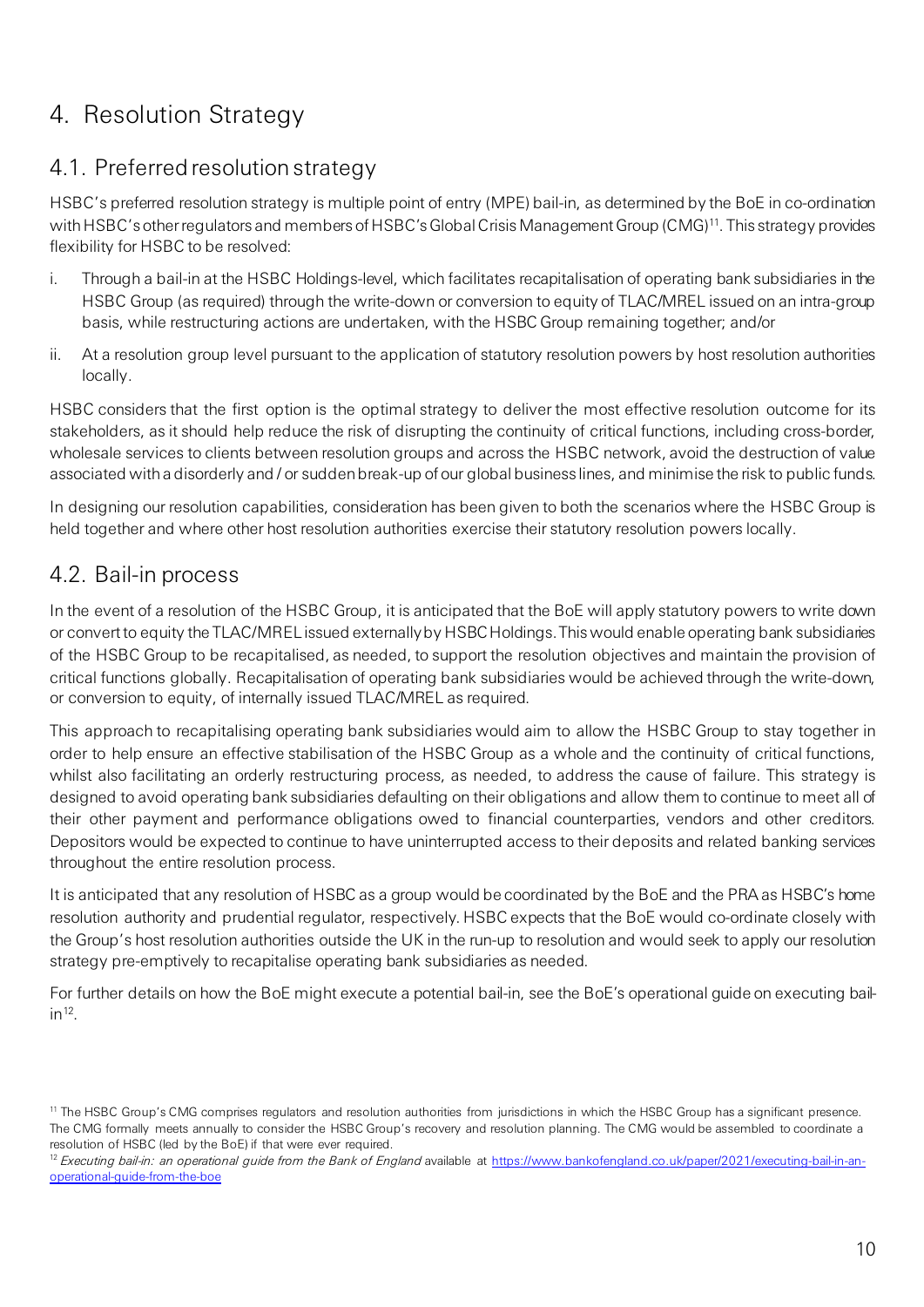# 4. Resolution Strategy

## 4.1. Preferred resolution strategy

HSBC's preferred resolution strategy is multiple point of entry (MPE) bail-in, as determined by the BoE in co-ordination with HSBC's other regulators and members of HSBC's Global Crisis Management Group (CMG)[11]. This strategy provides flexibility for HSBC to be resolved:

i. Through a bail-in at the HSBC Holdings-level, which facilitates recapitalisation of operating bank subsidiaries in the HSBC Group (as required) through the write-down or conversion to equity of TLAC/MREL issued on an intra-group basis, while restructuring actions are undertaken, with the HSBC Group remaining together; and/or

ii. At a resolution group level pursuant to the application of statutory resolution powers by host resolution authorities locally.

HSBC considers that the first option is the optimal strategy to deliver the most effective resolution outcome for its stakeholders, as it should help reduce the risk of disrupting the continuity of critical functions, including cross-border, wholesale services to clients between resolution groups and across the HSBC network, avoid the destruction of value associated with a disorderly and / or sudden break-up of our global business lines, and minimise the risk to public funds.

In designing our resolution capabilities, consideration has been given to both the scenarios where the HSBC Group is held together and where other host resolution authorities exercise their statutory resolution powers locally.

## 4.2. Bail-in process

In the event of a resolution of the HSBC Group, it is anticipated that the BoE will apply statutory powers to write down or convert to equity the TLAC/MREL issued externally by HSBC Holdings. This would enable operating bank subsidiaries of the HSBC Group to be recapitalised, as needed, to support the resolution objectives and maintain the provision of critical functions globally. Recapitalisation of operating bank subsidiaries would be achieved through the write-down, or conversion to equity, of internally issued TLAC/MREL as required.

This approach to recapitalising operating bank subsidiaries would aim to allow the HSBC Group to stay together in order to help ensure an effective stabilisation of the HSBC Group as a whole and the continuity of critical functions, whilst also facilitating an orderly restructuring process, as needed, to address the cause of failure. This strategy is designed to avoid operating bank subsidiaries defaulting on their obligations and allow them to continue to meet all of their other payment and performance obligations owed to financial counterparties, vendors and other creditors. Depositors would be expected to continue to have uninterrupted access to their deposits and related banking services throughout the entire resolution process.

It is anticipated that any resolution of HSBC as a group would be coordinated by the BoE and the PRA as HSBC's home resolution authority and prudential regulator, respectively. HSBC expects that the BoE would co-ordinate closely with the Group's host resolution authorities outside the UK in the run-up to resolution and would seek to apply our resolution strategy pre-emptively to recapitalise operating bank subsidiaries as needed.

For further details on how the BoE might execute a potential bail-in, see the BoE's operational guide on executing bail-in[12].

[11] The HSBC Group's CMG comprises regulators and resolution authorities from jurisdictions in which the HSBC Group has a significant presence. The CMG formally meets annually to consider the HSBC Group's recovery and resolution planning. The CMG would be assembled to coordinate a resolution of HSBC (led by the BoE) if that were ever required.

[12] *Executing bail-in: an operational guide from the Bank of England* available at https://www.bankofengland.co.uk/paper/2021/executing-bail-in-an-operational-guide-from-the-boe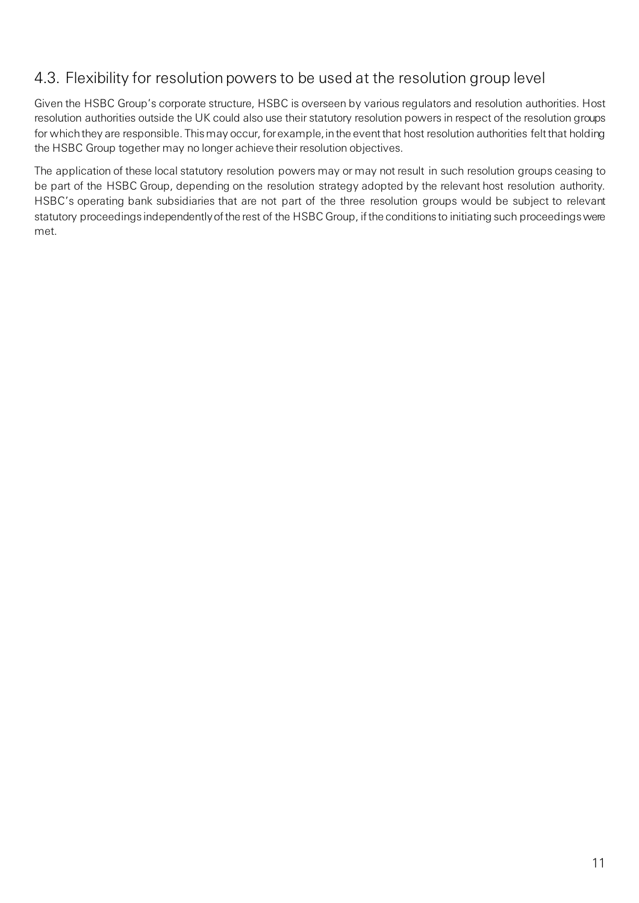## 4.3. Flexibility for resolution powers to be used at the resolution group level

Given the HSBC Group's corporate structure, HSBC is overseen by various regulators and resolution authorities. Host resolution authorities outside the UK could also use their statutory resolution powers in respect of the resolution groups for which they are responsible. This may occur, for example, in the event that host resolution authorities felt that holding the HSBC Group together may no longer achieve their resolution objectives.

The application of these local statutory resolution powers may or may not result in such resolution groups ceasing to be part of the HSBC Group, depending on the resolution strategy adopted by the relevant host resolution authority. HSBC's operating bank subsidiaries that are not part of the three resolution groups would be subject to relevant statutory proceedings independently of the rest of the HSBC Group, if the conditions to initiating such proceedings were met.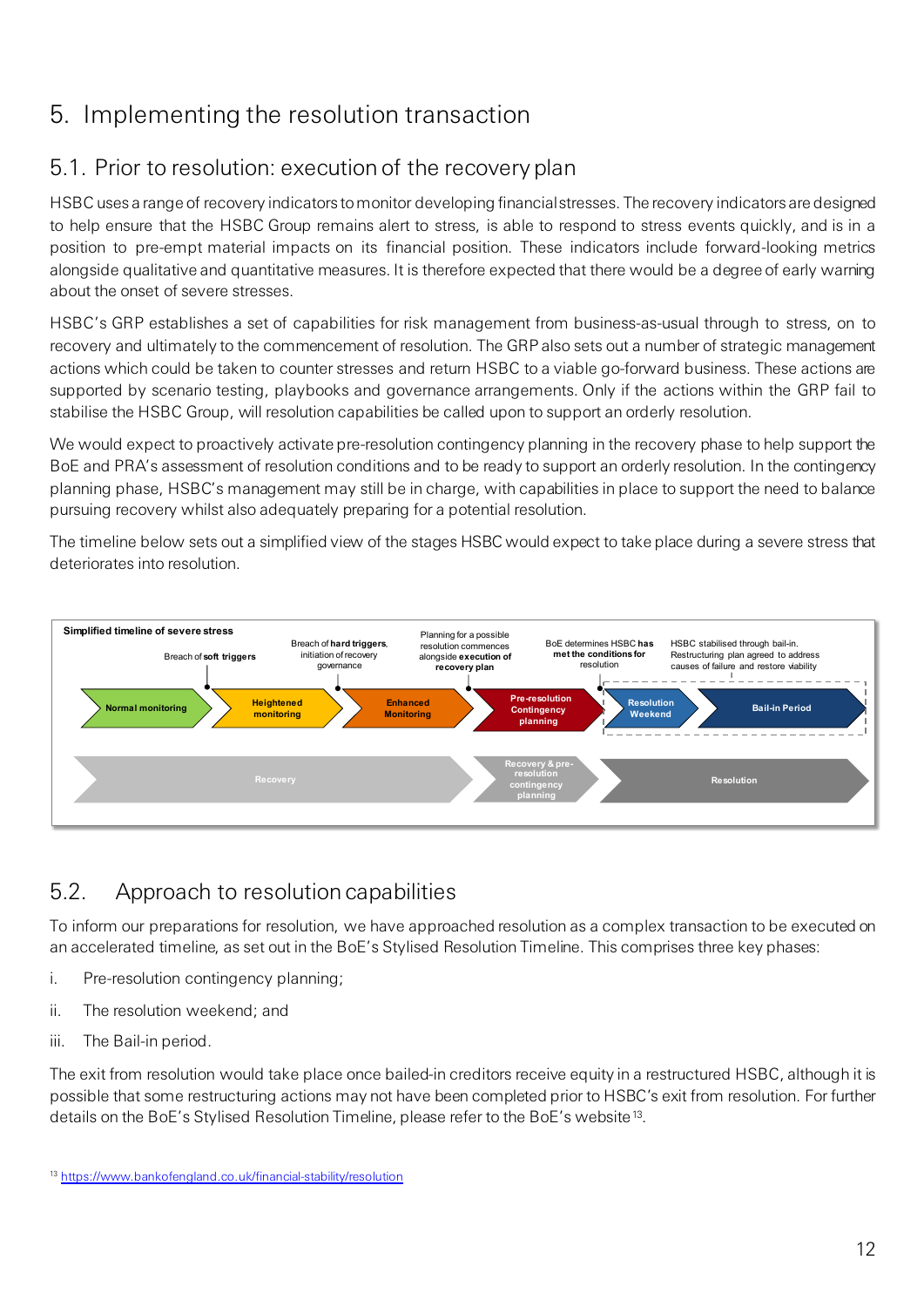# 5. Implementing the resolution transaction

## 5.1. Prior to resolution: execution of the recovery plan

HSBC uses a range of recovery indicators to monitor developing financial stresses. The recovery indicators are designed to help ensure that the HSBC Group remains alert to stress, is able to respond to stress events quickly, and is in a position to pre-empt material impacts on its financial position. These indicators include forward-looking metrics alongside qualitative and quantitative measures. It is therefore expected that there would be a degree of early warning about the onset of severe stresses.

HSBC's GRP establishes a set of capabilities for risk management from business-as-usual through to stress, on to recovery and ultimately to the commencement of resolution. The GRP also sets out a number of strategic management actions which could be taken to counter stresses and return HSBC to a viable go-forward business. These actions are supported by scenario testing, playbooks and governance arrangements. Only if the actions within the GRP fail to stabilise the HSBC Group, will resolution capabilities be called upon to support an orderly resolution.

We would expect to proactively activate pre-resolution contingency planning in the recovery phase to help support the BoE and PRA's assessment of resolution conditions and to be ready to support an orderly resolution. In the contingency planning phase, HSBC's management may still be in charge, with capabilities in place to support the need to balance pursuing recovery whilst also adequately preparing for a potential resolution.

The timeline below sets out a simplified view of the stages HSBC would expect to take place during a severe stress that deteriorates into resolution.

**Simplified timeline of severe stress**

- Normal monitoring → Breach of **soft triggers** → Heightened monitoring
- Breach of **hard triggers**, initiation of recovery governance → Enhanced Monitoring
- Planning for a possible resolution commences alongside **execution of recovery plan** → Pre-resolution Contingency planning
- BoE determines HSBC **has met the conditions for** resolution → Resolution Weekend
- HSBC stabilised through bail-in. Restructuring plan agreed to address causes of failure and restore viability → Bail-in Period

Phases: Recovery → Recovery & pre-resolution contingency planning → Resolution

## 5.2. Approach to resolution capabilities

To inform our preparations for resolution, we have approached resolution as a complex transaction to be executed on an accelerated timeline, as set out in the BoE's Stylised Resolution Timeline. This comprises three key phases:

i. Pre-resolution contingency planning;

ii. The resolution weekend; and

iii. The Bail-in period.

The exit from resolution would take place once bailed-in creditors receive equity in a restructured HSBC, although it is possible that some restructuring actions may not have been completed prior to HSBC's exit from resolution. For further details on the BoE's Stylised Resolution Timeline, please refer to the BoE's website[13].

[13] https://www.bankofengland.co.uk/financial-stability/resolution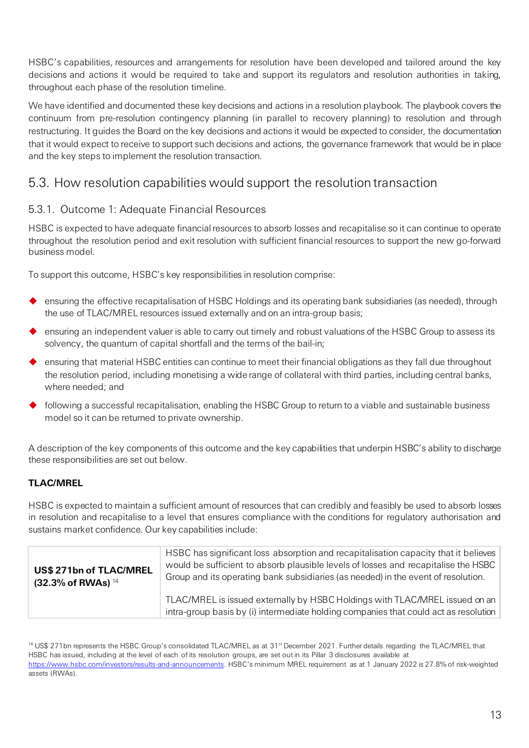HSBC's capabilities, resources and arrangements for resolution have been developed and tailored around the key decisions and actions it would be required to take and support its regulators and resolution authorities in taking, throughout each phase of the resolution timeline.

We have identified and documented these key decisions and actions in a resolution playbook. The playbook covers the continuum from pre-resolution contingency planning (in parallel to recovery planning) to resolution and through restructuring. It guides the Board on the key decisions and actions it would be expected to consider, the documentation that it would expect to receive to support such decisions and actions, the governance framework that would be in place and the key steps to implement the resolution transaction.

## 5.3. How resolution capabilities would support the resolution transaction

### 5.3.1. Outcome 1: Adequate Financial Resources

HSBC is expected to have adequate financial resources to absorb losses and recapitalise so it can continue to operate throughout the resolution period and exit resolution with sufficient financial resources to support the new go-forward business model.

To support this outcome, HSBC's key responsibilities in resolution comprise:

- ensuring the effective recapitalisation of HSBC Holdings and its operating bank subsidiaries (as needed), through the use of TLAC/MREL resources issued externally and on an intra-group basis;
- ensuring an independent valuer is able to carry out timely and robust valuations of the HSBC Group to assess its solvency, the quantum of capital shortfall and the terms of the bail-in;
- ensuring that material HSBC entities can continue to meet their financial obligations as they fall due throughout the resolution period, including monetising a wide range of collateral with third parties, including central banks, where needed; and
- following a successful recapitalisation, enabling the HSBC Group to return to a viable and sustainable business model so it can be returned to private ownership.

A description of the key components of this outcome and the key capabilities that underpin HSBC's ability to discharge these responsibilities are set out below.

**TLAC/MREL**

HSBC is expected to maintain a sufficient amount of resources that can credibly and feasibly be used to absorb losses in resolution and recapitalise to a level that ensures compliance with the conditions for regulatory authorisation and sustains market confidence. Our key capabilities include:

| | |
|---|---|
| **US$ 271bn of TLAC/MREL (32.3% of RWAs)** [14] | HSBC has significant loss absorption and recapitalisation capacity that it believes would be sufficient to absorb plausible levels of losses and recapitalise the HSBC Group and its operating bank subsidiaries (as needed) in the event of resolution.<br><br>TLAC/MREL is issued externally by HSBC Holdings with TLAC/MREL issued on an intra-group basis by (i) intermediate holding companies that could act as resolution |

[14] US$ 271bn represents the HSBC Group's consolidated TLAC/MREL as at 31st December 2021. Further details regarding the TLAC/MREL that HSBC has issued, including at the level of each of its resolution groups, are set out in its Pillar 3 disclosures available at https://www.hsbc.com/investors/results-and-announcements. HSBC's minimum MREL requirement as at 1 January 2022 is 27.8% of risk-weighted assets (RWAs).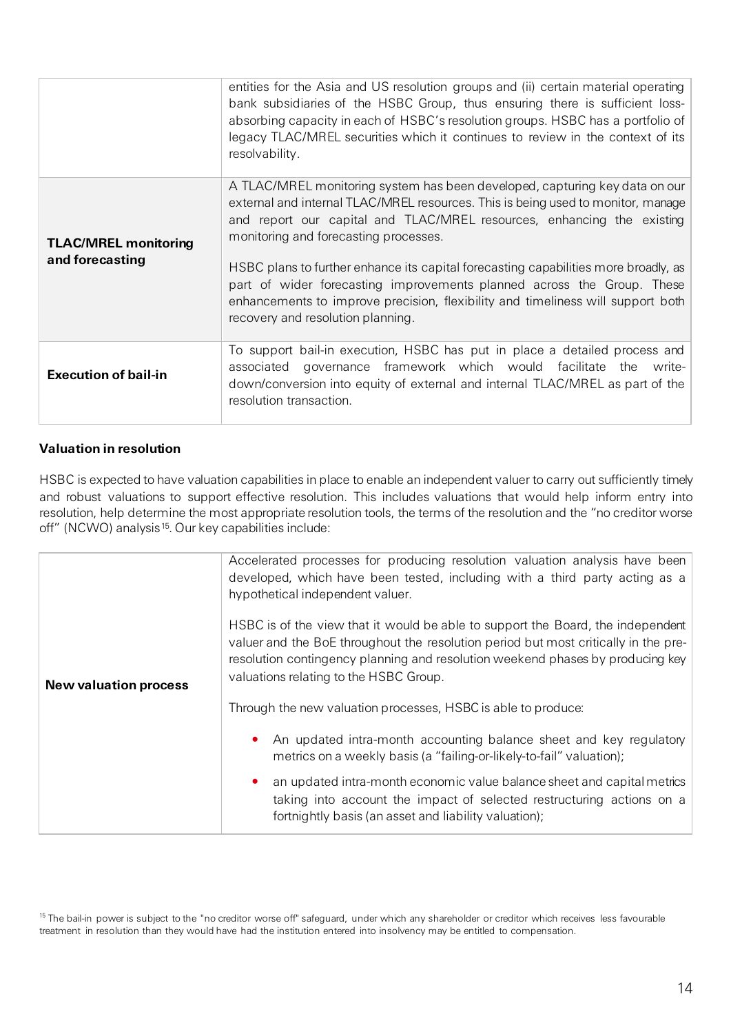| | |
|---|---|
| | entities for the Asia and US resolution groups and (ii) certain material operating bank subsidiaries of the HSBC Group, thus ensuring there is sufficient loss-absorbing capacity in each of HSBC's resolution groups. HSBC has a portfolio of legacy TLAC/MREL securities which it continues to review in the context of its resolvability. |
| **TLAC/MREL monitoring and forecasting** | A TLAC/MREL monitoring system has been developed, capturing key data on our external and internal TLAC/MREL resources. This is being used to monitor, manage and report our capital and TLAC/MREL resources, enhancing the existing monitoring and forecasting processes.<br><br>HSBC plans to further enhance its capital forecasting capabilities more broadly, as part of wider forecasting improvements planned across the Group. These enhancements to improve precision, flexibility and timeliness will support both recovery and resolution planning. |
| **Execution of bail-in** | To support bail-in execution, HSBC has put in place a detailed process and associated governance framework which would facilitate the write-down/conversion into equity of external and internal TLAC/MREL as part of the resolution transaction. |

**Valuation in resolution**

HSBC is expected to have valuation capabilities in place to enable an independent valuer to carry out sufficiently timely and robust valuations to support effective resolution. This includes valuations that would help inform entry into resolution, help determine the most appropriate resolution tools, the terms of the resolution and the "no creditor worse off" (NCWO) analysis[15]. Our key capabilities include:

| | |
|---|---|
| **New valuation process** | Accelerated processes for producing resolution valuation analysis have been developed, which have been tested, including with a third party acting as a hypothetical independent valuer.<br><br>HSBC is of the view that it would be able to support the Board, the independent valuer and the BoE throughout the resolution period but most critically in the pre-resolution contingency planning and resolution weekend phases by producing key valuations relating to the HSBC Group.<br><br>Through the new valuation processes, HSBC is able to produce:<br><br>• An updated intra-month accounting balance sheet and key regulatory metrics on a weekly basis (a "failing-or-likely-to-fail" valuation);<br><br>• an updated intra-month economic value balance sheet and capital metrics taking into account the impact of selected restructuring actions on a fortnightly basis (an asset and liability valuation); |

[15] The bail-in power is subject to the "no creditor worse off" safeguard, under which any shareholder or creditor which receives less favourable treatment in resolution than they would have had the institution entered into insolvency may be entitled to compensation.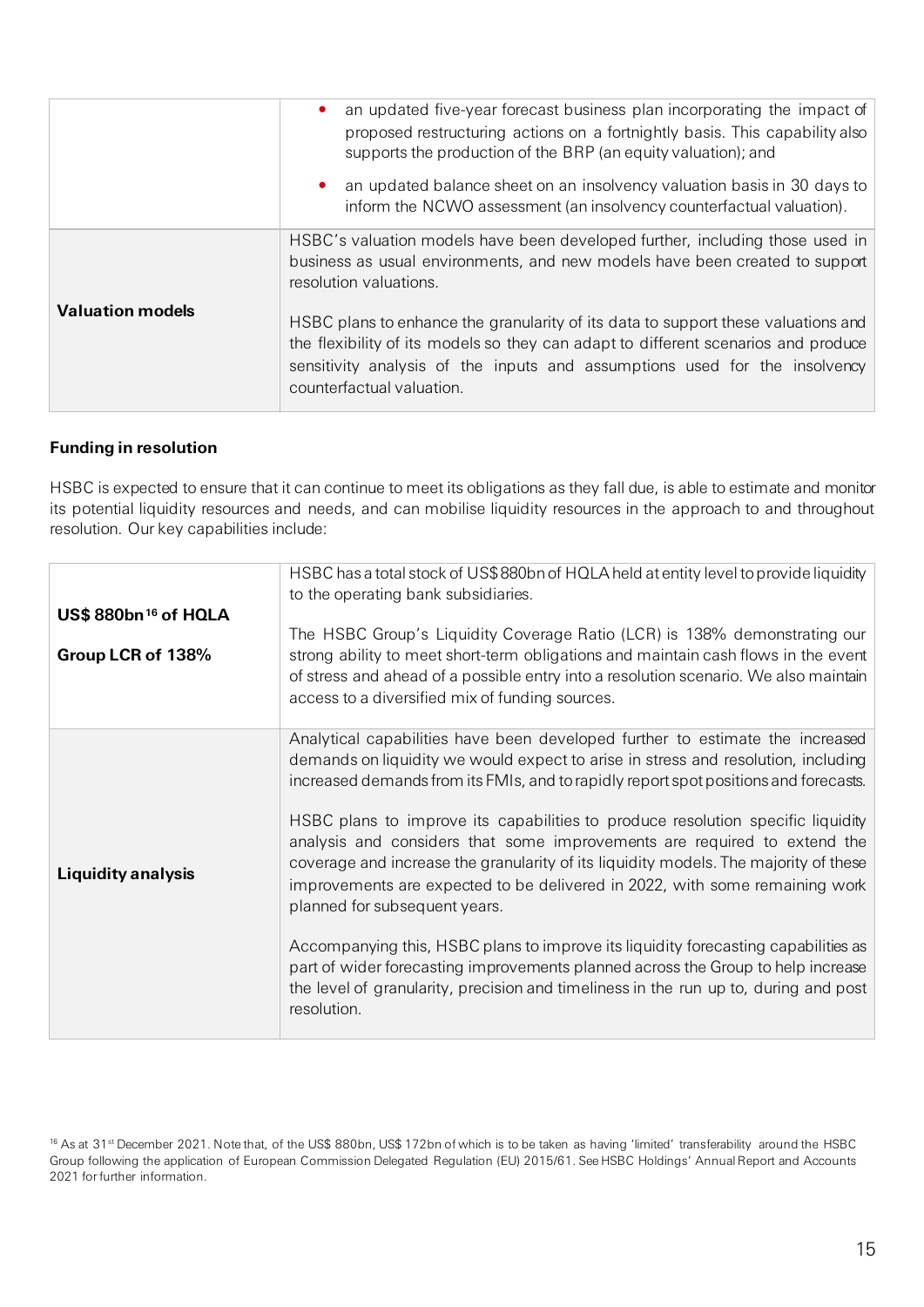| | |
|---|---|
| | • an updated five-year forecast business plan incorporating the impact of proposed restructuring actions on a fortnightly basis. This capability also supports the production of the BRP (an equity valuation); and<br>• an updated balance sheet on an insolvency valuation basis in 30 days to inform the NCWO assessment (an insolvency counterfactual valuation). |
| **Valuation models** | HSBC's valuation models have been developed further, including those used in business as usual environments, and new models have been created to support resolution valuations.<br><br>HSBC plans to enhance the granularity of its data to support these valuations and the flexibility of its models so they can adapt to different scenarios and produce sensitivity analysis of the inputs and assumptions used for the insolvency counterfactual valuation. |

**Funding in resolution**

HSBC is expected to ensure that it can continue to meet its obligations as they fall due, is able to estimate and monitor its potential liquidity resources and needs, and can mobilise liquidity resources in the approach to and throughout resolution. Our key capabilities include:

| | |
|---|---|
| **US$ 880bn[16] of HQLA**<br><br>**Group LCR of 138%** | HSBC has a total stock of US$880bn of HQLA held at entity level to provide liquidity to the operating bank subsidiaries.<br><br>The HSBC Group's Liquidity Coverage Ratio (LCR) is 138% demonstrating our strong ability to meet short-term obligations and maintain cash flows in the event of stress and ahead of a possible entry into a resolution scenario. We also maintain access to a diversified mix of funding sources. |
| **Liquidity analysis** | Analytical capabilities have been developed further to estimate the increased demands on liquidity we would expect to arise in stress and resolution, including increased demands from its FMIs, and to rapidly report spot positions and forecasts.<br><br>HSBC plans to improve its capabilities to produce resolution specific liquidity analysis and considers that some improvements are required to extend the coverage and increase the granularity of its liquidity models. The majority of these improvements are expected to be delivered in 2022, with some remaining work planned for subsequent years.<br><br>Accompanying this, HSBC plans to improve its liquidity forecasting capabilities as part of wider forecasting improvements planned across the Group to help increase the level of granularity, precision and timeliness in the run up to, during and post resolution. |

[16] As at 31st December 2021. Note that, of the US$ 880bn, US$ 172bn of which is to be taken as having 'limited' transferability around the HSBC Group following the application of European Commission Delegated Regulation (EU) 2015/61. See HSBC Holdings' Annual Report and Accounts 2021 for further information.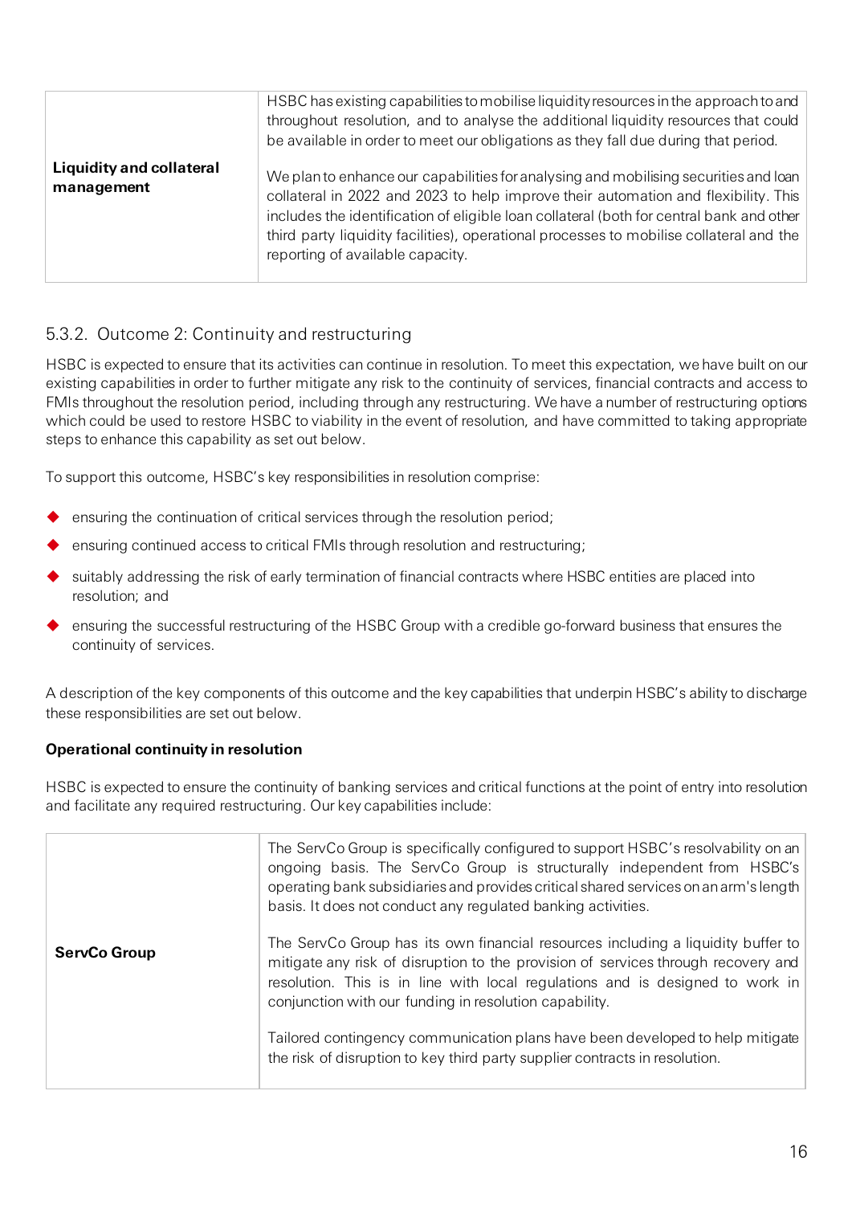| | |
|---|---|
| **Liquidity and collateral management** | HSBC has existing capabilities to mobilise liquidity resources in the approach to and throughout resolution, and to analyse the additional liquidity resources that could be available in order to meet our obligations as they fall due during that period.<br><br>We plan to enhance our capabilities for analysing and mobilising securities and loan collateral in 2022 and 2023 to help improve their automation and flexibility. This includes the identification of eligible loan collateral (both for central bank and other third party liquidity facilities), operational processes to mobilise collateral and the reporting of available capacity. |

### 5.3.2. Outcome 2: Continuity and restructuring

HSBC is expected to ensure that its activities can continue in resolution. To meet this expectation, we have built on our existing capabilities in order to further mitigate any risk to the continuity of services, financial contracts and access to FMIs throughout the resolution period, including through any restructuring. We have a number of restructuring options which could be used to restore HSBC to viability in the event of resolution, and have committed to taking appropriate steps to enhance this capability as set out below.

To support this outcome, HSBC's key responsibilities in resolution comprise:

- ensuring the continuation of critical services through the resolution period;
- ensuring continued access to critical FMIs through resolution and restructuring;
- suitably addressing the risk of early termination of financial contracts where HSBC entities are placed into resolution; and
- ensuring the successful restructuring of the HSBC Group with a credible go-forward business that ensures the continuity of services.

A description of the key components of this outcome and the key capabilities that underpin HSBC's ability to discharge these responsibilities are set out below.

**Operational continuity in resolution**

HSBC is expected to ensure the continuity of banking services and critical functions at the point of entry into resolution and facilitate any required restructuring. Our key capabilities include:

| | |
|---|---|
| **ServCo Group** | The ServCo Group is specifically configured to support HSBC's resolvability on an ongoing basis. The ServCo Group is structurally independent from HSBC's operating bank subsidiaries and provides critical shared services on an arm's length basis. It does not conduct any regulated banking activities.<br><br>The ServCo Group has its own financial resources including a liquidity buffer to mitigate any risk of disruption to the provision of services through recovery and resolution. This is in line with local regulations and is designed to work in conjunction with our funding in resolution capability.<br><br>Tailored contingency communication plans have been developed to help mitigate the risk of disruption to key third party supplier contracts in resolution. |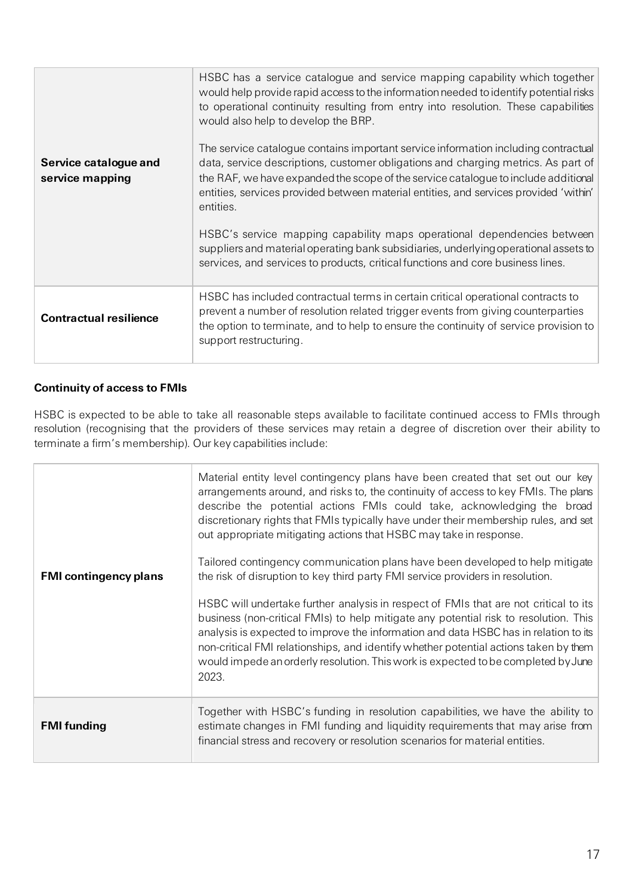| | |
|---|---|
| **Service catalogue and service mapping** | HSBC has a service catalogue and service mapping capability which together would help provide rapid access to the information needed to identify potential risks to operational continuity resulting from entry into resolution. These capabilities would also help to develop the BRP.<br><br>The service catalogue contains important service information including contractual data, service descriptions, customer obligations and charging metrics. As part of the RAF, we have expanded the scope of the service catalogue to include additional entities, services provided between material entities, and services provided 'within' entities.<br><br>HSBC's service mapping capability maps operational dependencies between suppliers and material operating bank subsidiaries, underlying operational assets to services, and services to products, critical functions and core business lines. |
| **Contractual resilience** | HSBC has included contractual terms in certain critical operational contracts to prevent a number of resolution related trigger events from giving counterparties the option to terminate, and to help to ensure the continuity of service provision to support restructuring. |

**Continuity of access to FMIs**

HSBC is expected to be able to take all reasonable steps available to facilitate continued access to FMIs through resolution (recognising that the providers of these services may retain a degree of discretion over their ability to terminate a firm's membership). Our key capabilities include:

| | |
|---|---|
| **FMI contingency plans** | Material entity level contingency plans have been created that set out our key arrangements around, and risks to, the continuity of access to key FMIs. The plans describe the potential actions FMIs could take, acknowledging the broad discretionary rights that FMIs typically have under their membership rules, and set out appropriate mitigating actions that HSBC may take in response.<br><br>Tailored contingency communication plans have been developed to help mitigate the risk of disruption to key third party FMI service providers in resolution.<br><br>HSBC will undertake further analysis in respect of FMIs that are not critical to its business (non-critical FMIs) to help mitigate any potential risk to resolution. This analysis is expected to improve the information and data HSBC has in relation to its non-critical FMI relationships, and identify whether potential actions taken by them would impede an orderly resolution. This work is expected to be completed by June 2023. |
| **FMI funding** | Together with HSBC's funding in resolution capabilities, we have the ability to estimate changes in FMI funding and liquidity requirements that may arise from financial stress and recovery or resolution scenarios for material entities. |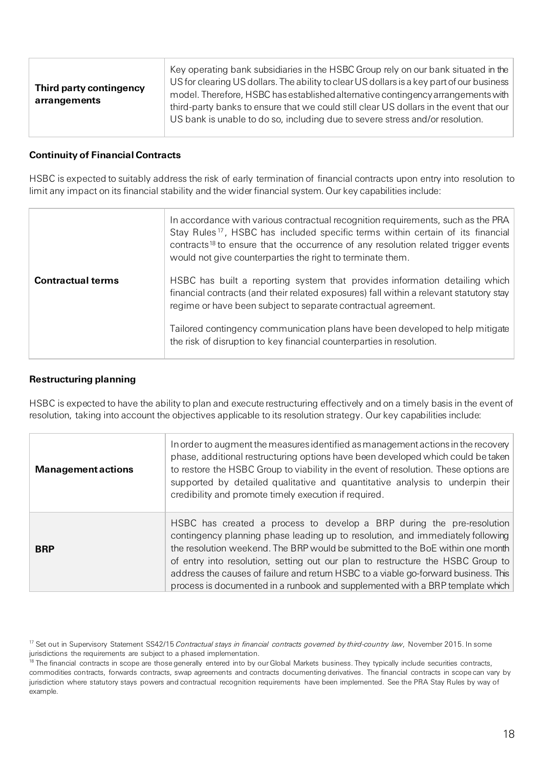| | |
|---|---|
| **Third party contingency arrangements** | Key operating bank subsidiaries in the HSBC Group rely on our bank situated in the US for clearing US dollars. The ability to clear US dollars is a key part of our business model. Therefore, HSBC has established alternative contingency arrangements with third-party banks to ensure that we could still clear US dollars in the event that our US bank is unable to do so, including due to severe stress and/or resolution. |

### Continuity of Financial Contracts

HSBC is expected to suitably address the risk of early termination of financial contracts upon entry into resolution to limit any impact on its financial stability and the wider financial system. Our key capabilities include:

| | |
|---|---|
| **Contractual terms** | In accordance with various contractual recognition requirements, such as the PRA Stay Rules[17], HSBC has included specific terms within certain of its financial contracts[18] to ensure that the occurrence of any resolution related trigger events would not give counterparties the right to terminate them.<br><br>HSBC has built a reporting system that provides information detailing which financial contracts (and their related exposures) fall within a relevant statutory stay regime or have been subject to separate contractual agreement.<br><br>Tailored contingency communication plans have been developed to help mitigate the risk of disruption to key financial counterparties in resolution. |

### Restructuring planning

HSBC is expected to have the ability to plan and execute restructuring effectively and on a timely basis in the event of resolution, taking into account the objectives applicable to its resolution strategy. Our key capabilities include:

| | |
|---|---|
| **Management actions** | In order to augment the measures identified as management actions in the recovery phase, additional restructuring options have been developed which could be taken to restore the HSBC Group to viability in the event of resolution. These options are supported by detailed qualitative and quantitative analysis to underpin their credibility and promote timely execution if required. |
| **BRP** | HSBC has created a process to develop a BRP during the pre-resolution contingency planning phase leading up to resolution, and immediately following the resolution weekend. The BRP would be submitted to the BoE within one month of entry into resolution, setting out our plan to restructure the HSBC Group to address the causes of failure and return HSBC to a viable go-forward business. This process is documented in a runbook and supplemented with a BRP template which |

[17] Set out in Supervisory Statement SS42/15 *Contractual stays in financial contracts governed by third-country law*, November 2015. In some jurisdictions the requirements are subject to a phased implementation.

[18] The financial contracts in scope are those generally entered into by our Global Markets business. They typically include securities contracts, commodities contracts, forwards contracts, swap agreements and contracts documenting derivatives. The financial contracts in scope can vary by jurisdiction where statutory stays powers and contractual recognition requirements have been implemented. See the PRA Stay Rules by way of example.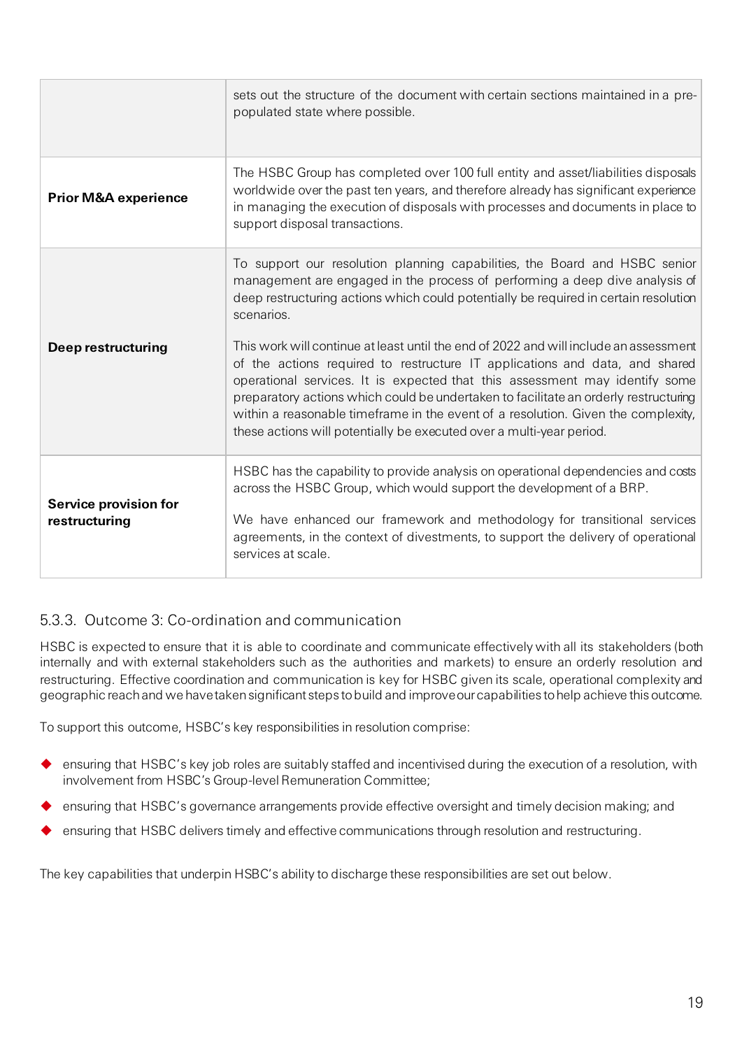| | |
|---|---|
| | sets out the structure of the document with certain sections maintained in a pre-populated state where possible. |
| **Prior M&A experience** | The HSBC Group has completed over 100 full entity and asset/liabilities disposals worldwide over the past ten years, and therefore already has significant experience in managing the execution of disposals with processes and documents in place to support disposal transactions. |
| **Deep restructuring** | To support our resolution planning capabilities, the Board and HSBC senior management are engaged in the process of performing a deep dive analysis of deep restructuring actions which could potentially be required in certain resolution scenarios.<br><br>This work will continue at least until the end of 2022 and will include an assessment of the actions required to restructure IT applications and data, and shared operational services. It is expected that this assessment may identify some preparatory actions which could be undertaken to facilitate an orderly restructuring within a reasonable timeframe in the event of a resolution. Given the complexity, these actions will potentially be executed over a multi-year period. |
| **Service provision for restructuring** | HSBC has the capability to provide analysis on operational dependencies and costs across the HSBC Group, which would support the development of a BRP.<br><br>We have enhanced our framework and methodology for transitional services agreements, in the context of divestments, to support the delivery of operational services at scale. |

### 5.3.3. Outcome 3: Co-ordination and communication

HSBC is expected to ensure that it is able to coordinate and communicate effectively with all its stakeholders (both internally and with external stakeholders such as the authorities and markets) to ensure an orderly resolution and restructuring. Effective coordination and communication is key for HSBC given its scale, operational complexity and geographic reach and we have taken significant steps to build and improve our capabilities to help achieve this outcome.

To support this outcome, HSBC's key responsibilities in resolution comprise:

- ensuring that HSBC's key job roles are suitably staffed and incentivised during the execution of a resolution, with involvement from HSBC's Group-level Remuneration Committee;
- ensuring that HSBC's governance arrangements provide effective oversight and timely decision making; and
- ensuring that HSBC delivers timely and effective communications through resolution and restructuring.

The key capabilities that underpin HSBC's ability to discharge these responsibilities are set out below.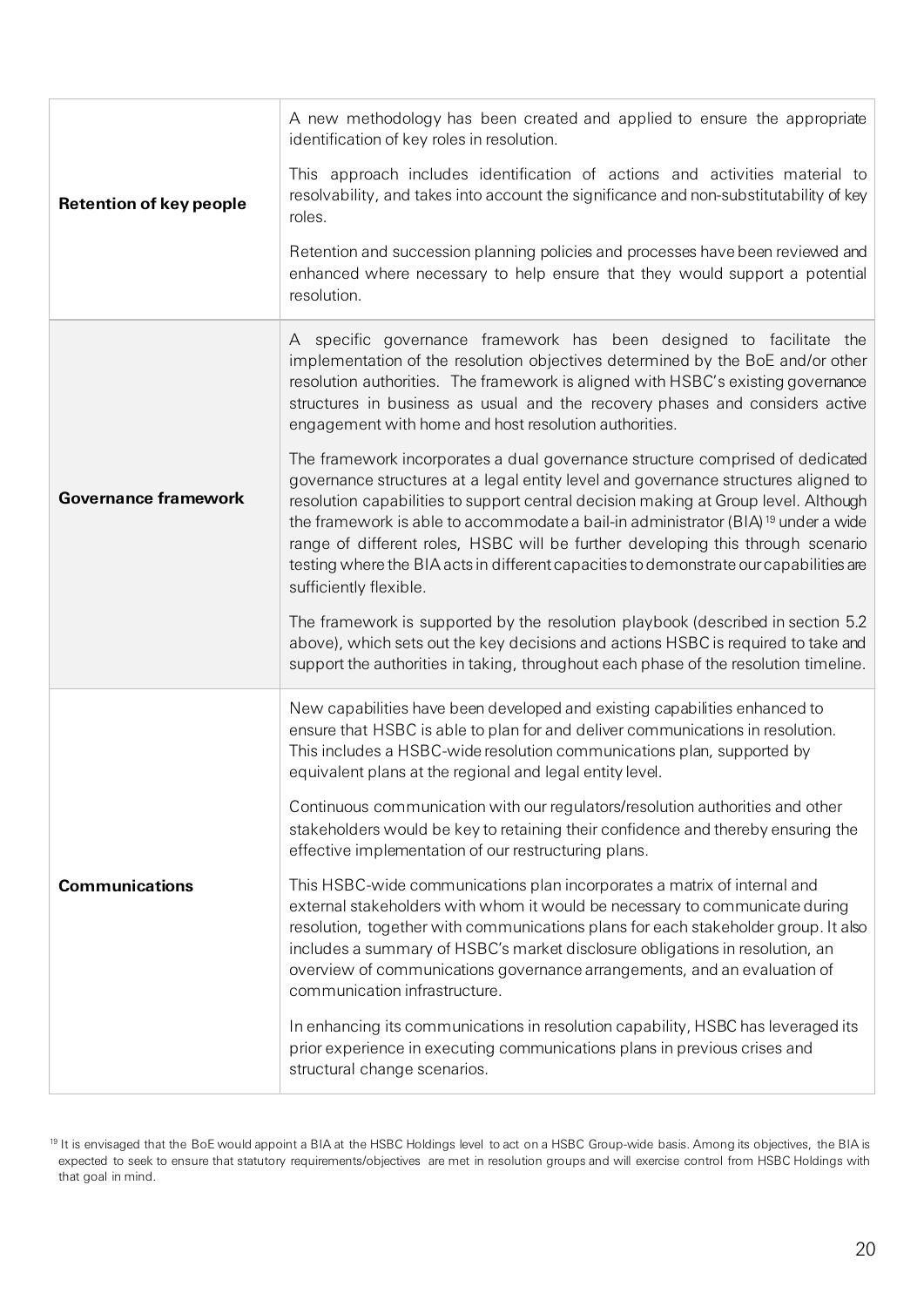| | |
|---|---|
| **Retention of key people** | A new methodology has been created and applied to ensure the appropriate identification of key roles in resolution.<br><br>This approach includes identification of actions and activities material to resolvability, and takes into account the significance and non-substitutability of key roles.<br><br>Retention and succession planning policies and processes have been reviewed and enhanced where necessary to help ensure that they would support a potential resolution. |
| **Governance framework** | A specific governance framework has been designed to facilitate the implementation of the resolution objectives determined by the BoE and/or other resolution authorities. The framework is aligned with HSBC's existing governance structures in business as usual and the recovery phases and considers active engagement with home and host resolution authorities.<br><br>The framework incorporates a dual governance structure comprised of dedicated governance structures at a legal entity level and governance structures aligned to resolution capabilities to support central decision making at Group level. Although the framework is able to accommodate a bail-in administrator (BIA)[19] under a wide range of different roles, HSBC will be further developing this through scenario testing where the BIA acts in different capacities to demonstrate our capabilities are sufficiently flexible.<br><br>The framework is supported by the resolution playbook (described in section 5.2 above), which sets out the key decisions and actions HSBC is required to take and support the authorities in taking, throughout each phase of the resolution timeline. |
| **Communications** | New capabilities have been developed and existing capabilities enhanced to ensure that HSBC is able to plan for and deliver communications in resolution. This includes a HSBC-wide resolution communications plan, supported by equivalent plans at the regional and legal entity level.<br><br>Continuous communication with our regulators/resolution authorities and other stakeholders would be key to retaining their confidence and thereby ensuring the effective implementation of our restructuring plans.<br><br>This HSBC-wide communications plan incorporates a matrix of internal and external stakeholders with whom it would be necessary to communicate during resolution, together with communications plans for each stakeholder group. It also includes a summary of HSBC's market disclosure obligations in resolution, an overview of communications governance arrangements, and an evaluation of communication infrastructure.<br><br>In enhancing its communications in resolution capability, HSBC has leveraged its prior experience in executing communications plans in previous crises and structural change scenarios. |

[19] It is envisaged that the BoE would appoint a BIA at the HSBC Holdings level to act on a HSBC Group-wide basis. Among its objectives, the BIA is expected to seek to ensure that statutory requirements/objectives are met in resolution groups and will exercise control from HSBC Holdings with that goal in mind.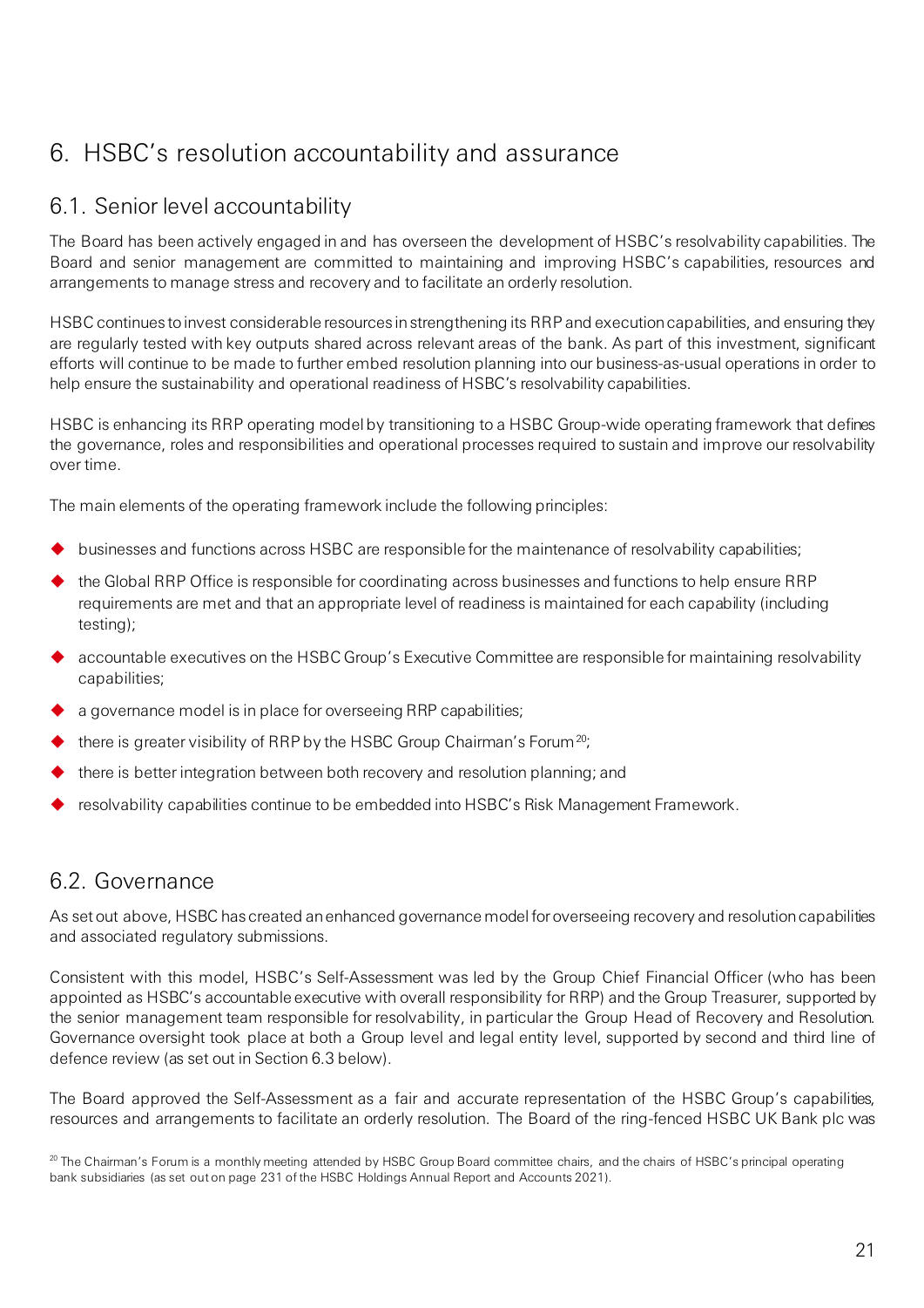# 6. HSBC's resolution accountability and assurance

## 6.1. Senior level accountability

The Board has been actively engaged in and has overseen the development of HSBC's resolvability capabilities. The Board and senior management are committed to maintaining and improving HSBC's capabilities, resources and arrangements to manage stress and recovery and to facilitate an orderly resolution.

HSBC continues to invest considerable resources in strengthening its RRP and execution capabilities, and ensuring they are regularly tested with key outputs shared across relevant areas of the bank. As part of this investment, significant efforts will continue to be made to further embed resolution planning into our business-as-usual operations in order to help ensure the sustainability and operational readiness of HSBC's resolvability capabilities.

HSBC is enhancing its RRP operating model by transitioning to a HSBC Group-wide operating framework that defines the governance, roles and responsibilities and operational processes required to sustain and improve our resolvability over time.

The main elements of the operating framework include the following principles:

- businesses and functions across HSBC are responsible for the maintenance of resolvability capabilities;
- the Global RRP Office is responsible for coordinating across businesses and functions to help ensure RRP requirements are met and that an appropriate level of readiness is maintained for each capability (including testing);
- accountable executives on the HSBC Group's Executive Committee are responsible for maintaining resolvability capabilities;
- a governance model is in place for overseeing RRP capabilities;
- there is greater visibility of RRP by the HSBC Group Chairman's Forum[20];
- there is better integration between both recovery and resolution planning; and
- resolvability capabilities continue to be embedded into HSBC's Risk Management Framework.

## 6.2. Governance

As set out above, HSBC has created an enhanced governance model for overseeing recovery and resolution capabilities and associated regulatory submissions.

Consistent with this model, HSBC's Self-Assessment was led by the Group Chief Financial Officer (who has been appointed as HSBC's accountable executive with overall responsibility for RRP) and the Group Treasurer, supported by the senior management team responsible for resolvability, in particular the Group Head of Recovery and Resolution. Governance oversight took place at both a Group level and legal entity level, supported by second and third line of defence review (as set out in Section 6.3 below).

The Board approved the Self-Assessment as a fair and accurate representation of the HSBC Group's capabilities, resources and arrangements to facilitate an orderly resolution. The Board of the ring-fenced HSBC UK Bank plc was

[20] The Chairman's Forum is a monthly meeting attended by HSBC Group Board committee chairs, and the chairs of HSBC's principal operating bank subsidiaries (as set out on page 231 of the HSBC Holdings Annual Report and Accounts 2021).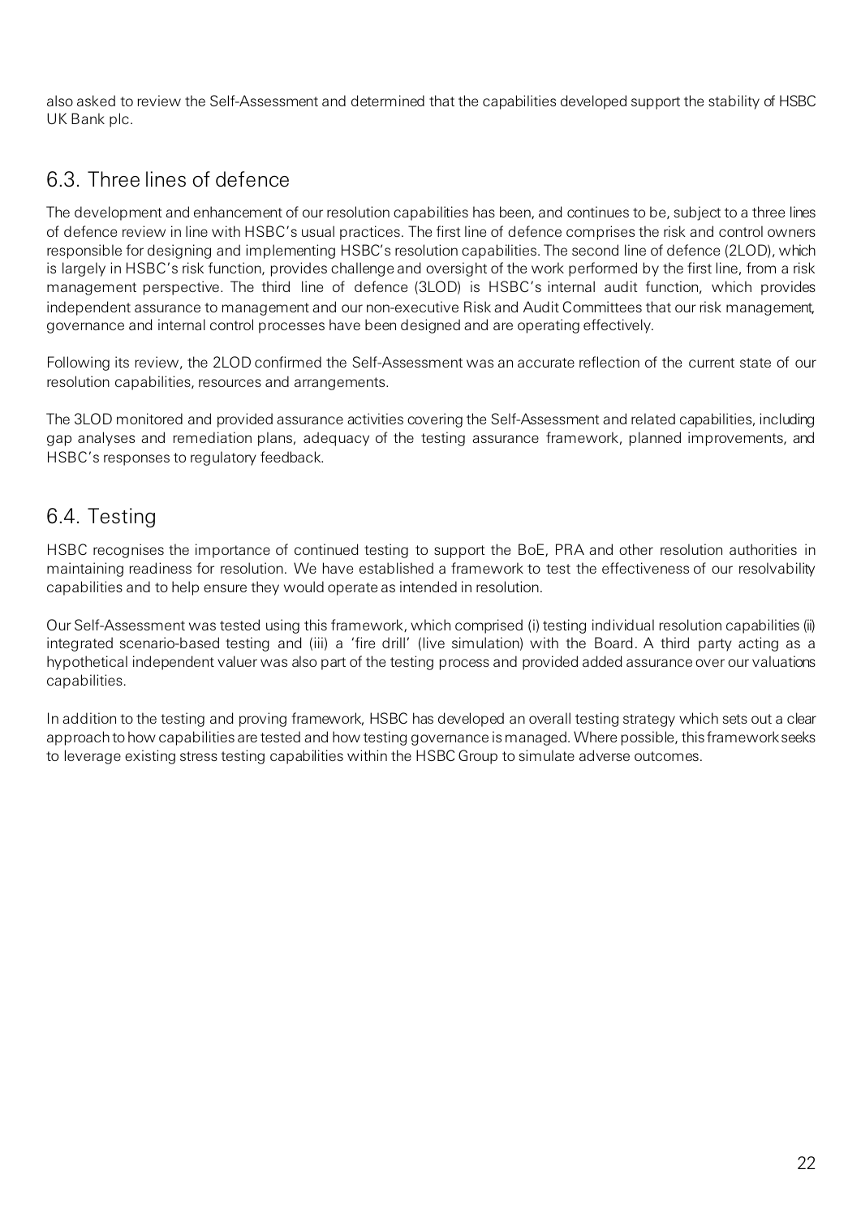also asked to review the Self-Assessment and determined that the capabilities developed support the stability of HSBC UK Bank plc.

## 6.3. Three lines of defence

The development and enhancement of our resolution capabilities has been, and continues to be, subject to a three lines of defence review in line with HSBC's usual practices. The first line of defence comprises the risk and control owners responsible for designing and implementing HSBC's resolution capabilities. The second line of defence (2LOD), which is largely in HSBC's risk function, provides challenge and oversight of the work performed by the first line, from a risk management perspective. The third line of defence (3LOD) is HSBC's internal audit function, which provides independent assurance to management and our non-executive Risk and Audit Committees that our risk management, governance and internal control processes have been designed and are operating effectively.

Following its review, the 2LOD confirmed the Self-Assessment was an accurate reflection of the current state of our resolution capabilities, resources and arrangements.

The 3LOD monitored and provided assurance activities covering the Self-Assessment and related capabilities, including gap analyses and remediation plans, adequacy of the testing assurance framework, planned improvements, and HSBC's responses to regulatory feedback.

## 6.4. Testing

HSBC recognises the importance of continued testing to support the BoE, PRA and other resolution authorities in maintaining readiness for resolution. We have established a framework to test the effectiveness of our resolvability capabilities and to help ensure they would operate as intended in resolution.

Our Self-Assessment was tested using this framework, which comprised (i) testing individual resolution capabilities (ii) integrated scenario-based testing and (iii) a 'fire drill' (live simulation) with the Board. A third party acting as a hypothetical independent valuer was also part of the testing process and provided added assurance over our valuations capabilities.

In addition to the testing and proving framework, HSBC has developed an overall testing strategy which sets out a clear approach to how capabilities are tested and how testing governance is managed. Where possible, this framework seeks to leverage existing stress testing capabilities within the HSBC Group to simulate adverse outcomes.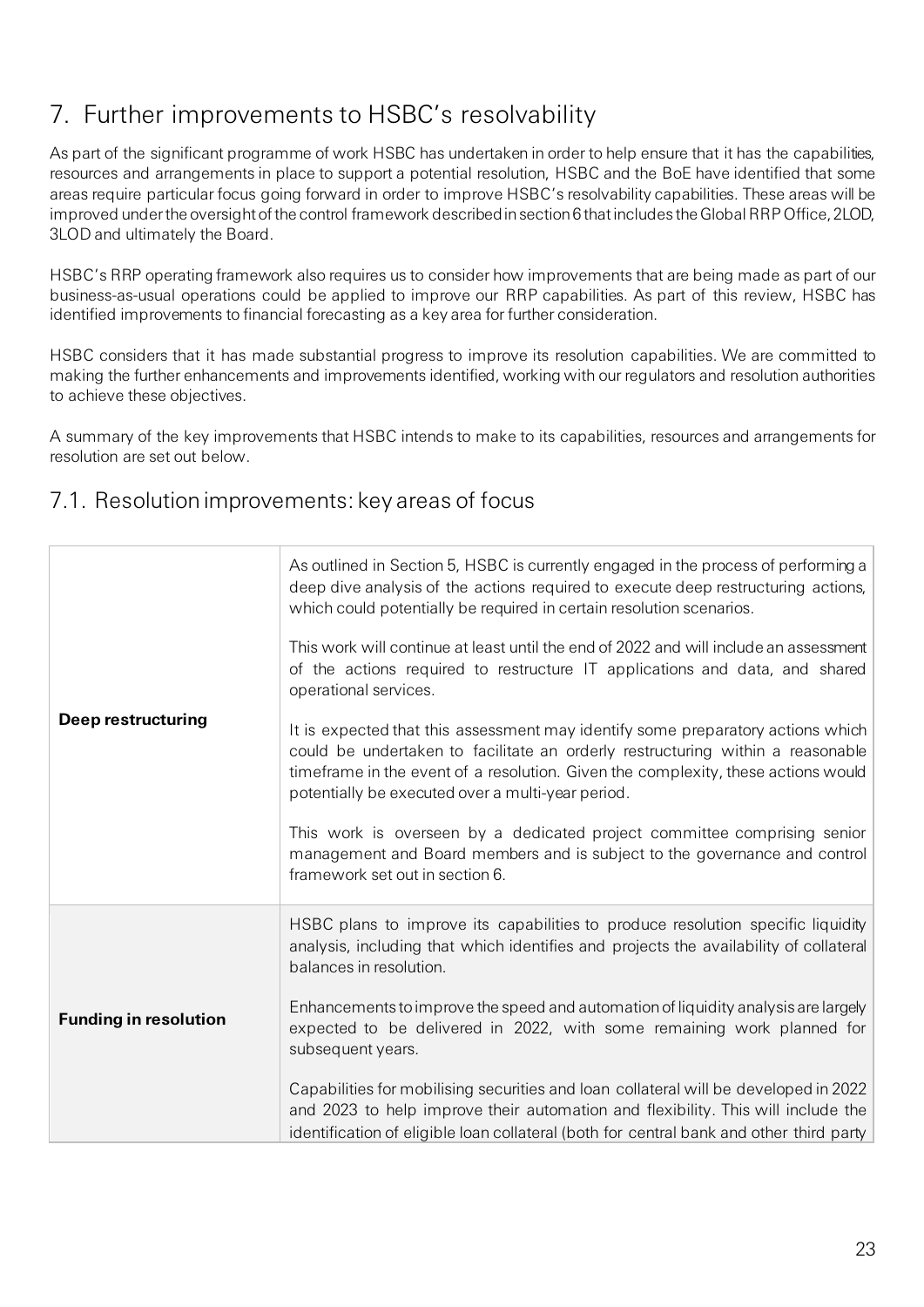# 7. Further improvements to HSBC's resolvability

As part of the significant programme of work HSBC has undertaken in order to help ensure that it has the capabilities, resources and arrangements in place to support a potential resolution, HSBC and the BoE have identified that some areas require particular focus going forward in order to improve HSBC's resolvability capabilities. These areas will be improved under the oversight of the control framework described in section 6 that includes the Global RRP Office, 2LOD, 3LOD and ultimately the Board.

HSBC's RRP operating framework also requires us to consider how improvements that are being made as part of our business-as-usual operations could be applied to improve our RRP capabilities. As part of this review, HSBC has identified improvements to financial forecasting as a key area for further consideration.

HSBC considers that it has made substantial progress to improve its resolution capabilities. We are committed to making the further enhancements and improvements identified, working with our regulators and resolution authorities to achieve these objectives.

A summary of the key improvements that HSBC intends to make to its capabilities, resources and arrangements for resolution are set out below.

## 7.1. Resolution improvements: key areas of focus

| | |
|---|---|
| **Deep restructuring** | As outlined in Section 5, HSBC is currently engaged in the process of performing a deep dive analysis of the actions required to execute deep restructuring actions, which could potentially be required in certain resolution scenarios.<br><br>This work will continue at least until the end of 2022 and will include an assessment of the actions required to restructure IT applications and data, and shared operational services.<br><br>It is expected that this assessment may identify some preparatory actions which could be undertaken to facilitate an orderly restructuring within a reasonable timeframe in the event of a resolution. Given the complexity, these actions would potentially be executed over a multi-year period.<br><br>This work is overseen by a dedicated project committee comprising senior management and Board members and is subject to the governance and control framework set out in section 6. |
| **Funding in resolution** | HSBC plans to improve its capabilities to produce resolution specific liquidity analysis, including that which identifies and projects the availability of collateral balances in resolution.<br><br>Enhancements to improve the speed and automation of liquidity analysis are largely expected to be delivered in 2022, with some remaining work planned for subsequent years.<br><br>Capabilities for mobilising securities and loan collateral will be developed in 2022 and 2023 to help improve their automation and flexibility. This will include the identification of eligible loan collateral (both for central bank and other third party |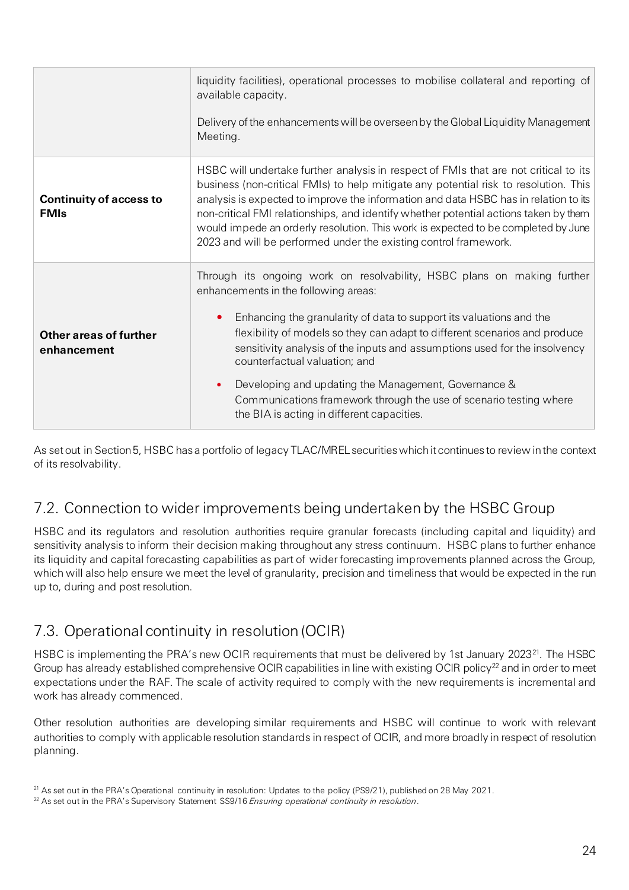| | |
|---|---|
| | liquidity facilities), operational processes to mobilise collateral and reporting of available capacity.<br><br>Delivery of the enhancements will be overseen by the Global Liquidity Management Meeting. |
| **Continuity of access to FMIs** | HSBC will undertake further analysis in respect of FMIs that are not critical to its business (non-critical FMIs) to help mitigate any potential risk to resolution. This analysis is expected to improve the information and data HSBC has in relation to its non-critical FMI relationships, and identify whether potential actions taken by them would impede an orderly resolution. This work is expected to be completed by June 2023 and will be performed under the existing control framework. |
| **Other areas of further enhancement** | Through its ongoing work on resolvability, HSBC plans on making further enhancements in the following areas:<br><br>• Enhancing the granularity of data to support its valuations and the flexibility of models so they can adapt to different scenarios and produce sensitivity analysis of the inputs and assumptions used for the insolvency counterfactual valuation; and<br><br>• Developing and updating the Management, Governance & Communications framework through the use of scenario testing where the BIA is acting in different capacities. |

As set out in Section 5, HSBC has a portfolio of legacy TLAC/MREL securities which it continues to review in the context of its resolvability.

## 7.2. Connection to wider improvements being undertaken by the HSBC Group

HSBC and its regulators and resolution authorities require granular forecasts (including capital and liquidity) and sensitivity analysis to inform their decision making throughout any stress continuum. HSBC plans to further enhance its liquidity and capital forecasting capabilities as part of wider forecasting improvements planned across the Group, which will also help ensure we meet the level of granularity, precision and timeliness that would be expected in the run up to, during and post resolution.

## 7.3. Operational continuity in resolution (OCIR)

HSBC is implementing the PRA's new OCIR requirements that must be delivered by 1st January 2023[21]. The HSBC Group has already established comprehensive OCIR capabilities in line with existing OCIR policy[22] and in order to meet expectations under the RAF. The scale of activity required to comply with the new requirements is incremental and work has already commenced.

Other resolution authorities are developing similar requirements and HSBC will continue to work with relevant authorities to comply with applicable resolution standards in respect of OCIR, and more broadly in respect of resolution planning.

[21] As set out in the PRA's Operational continuity in resolution: Updates to the policy (PS9/21), published on 28 May 2021.

[22] As set out in the PRA's Supervisory Statement SS9/16 *Ensuring operational continuity in resolution*.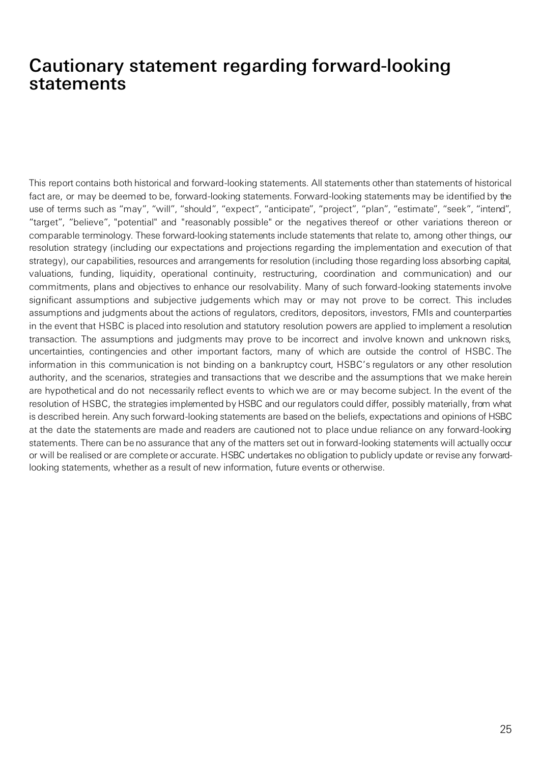# Cautionary statement regarding forward-looking statements

This report contains both historical and forward-looking statements. All statements other than statements of historical fact are, or may be deemed to be, forward-looking statements. Forward-looking statements may be identified by the use of terms such as “may”, “will”, “should”, “expect”, “anticipate”, “project”, “plan”, “estimate”, “seek”, “intend”, “target”, “believe”, "potential" and "reasonably possible" or the negatives thereof or other variations thereon or comparable terminology. These forward-looking statements include statements that relate to, among other things, our resolution strategy (including our expectations and projections regarding the implementation and execution of that strategy), our capabilities, resources and arrangements for resolution (including those regarding loss absorbing capital, valuations, funding, liquidity, operational continuity, restructuring, coordination and communication) and our commitments, plans and objectives to enhance our resolvability. Many of such forward-looking statements involve significant assumptions and subjective judgements which may or may not prove to be correct. This includes assumptions and judgments about the actions of regulators, creditors, depositors, investors, FMIs and counterparties in the event that HSBC is placed into resolution and statutory resolution powers are applied to implement a resolution transaction. The assumptions and judgments may prove to be incorrect and involve known and unknown risks, uncertainties, contingencies and other important factors, many of which are outside the control of HSBC. The information in this communication is not binding on a bankruptcy court, HSBC’s regulators or any other resolution authority, and the scenarios, strategies and transactions that we describe and the assumptions that we make herein are hypothetical and do not necessarily reflect events to which we are or may become subject. In the event of the resolution of HSBC, the strategies implemented by HSBC and our regulators could differ, possibly materially, from what is described herein. Any such forward-looking statements are based on the beliefs, expectations and opinions of HSBC at the date the statements are made and readers are cautioned not to place undue reliance on any forward-looking statements. There can be no assurance that any of the matters set out in forward-looking statements will actually occur or will be realised or are complete or accurate. HSBC undertakes no obligation to publicly update or revise any forward-looking statements, whether as a result of new information, future events or otherwise.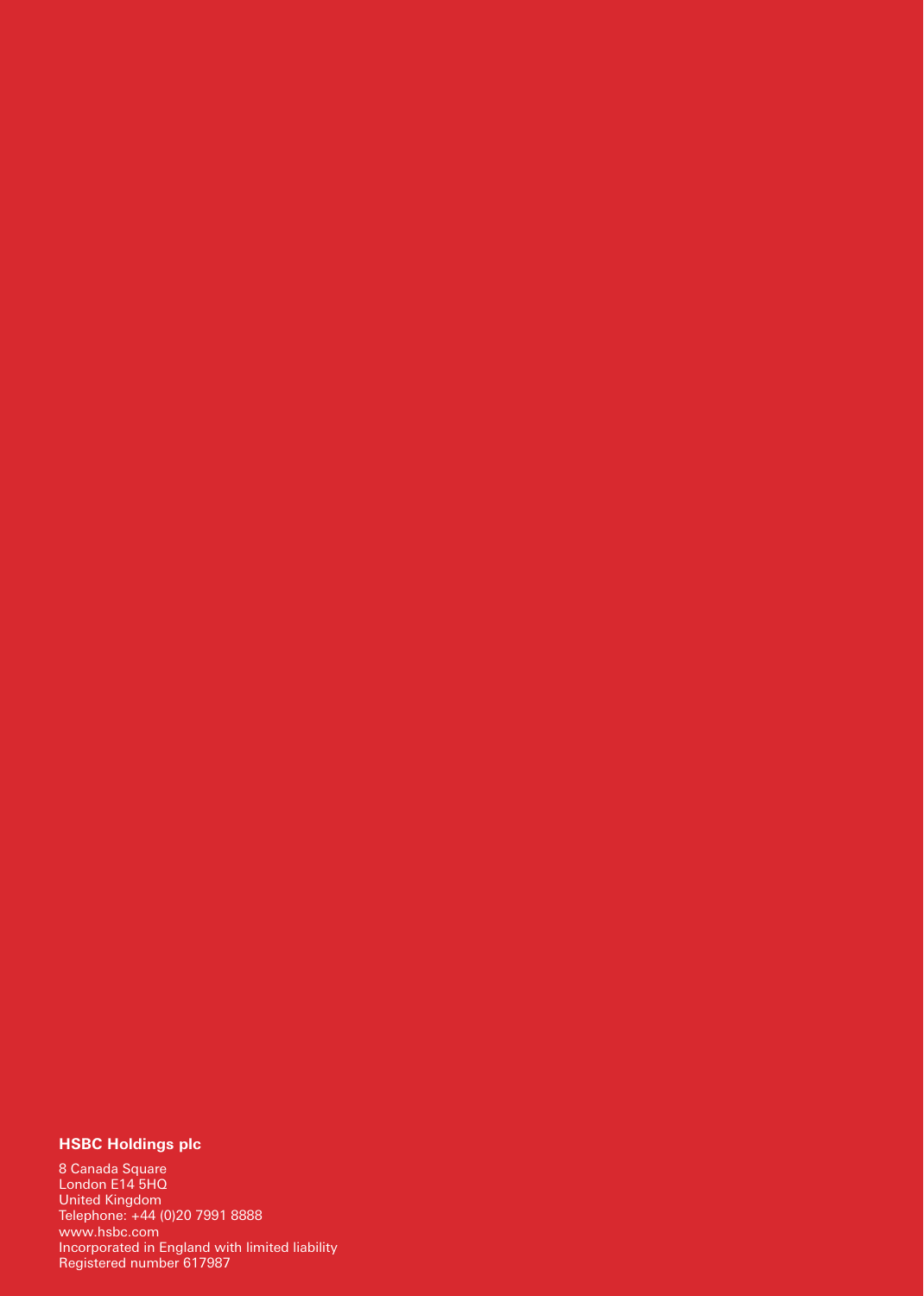**HSBC Holdings plc**

8 Canada Square
London E14 5HQ
United Kingdom
Telephone: +44 (0)20 7991 8888
www.hsbc.com
Incorporated in England with limited liability
Registered number 617987